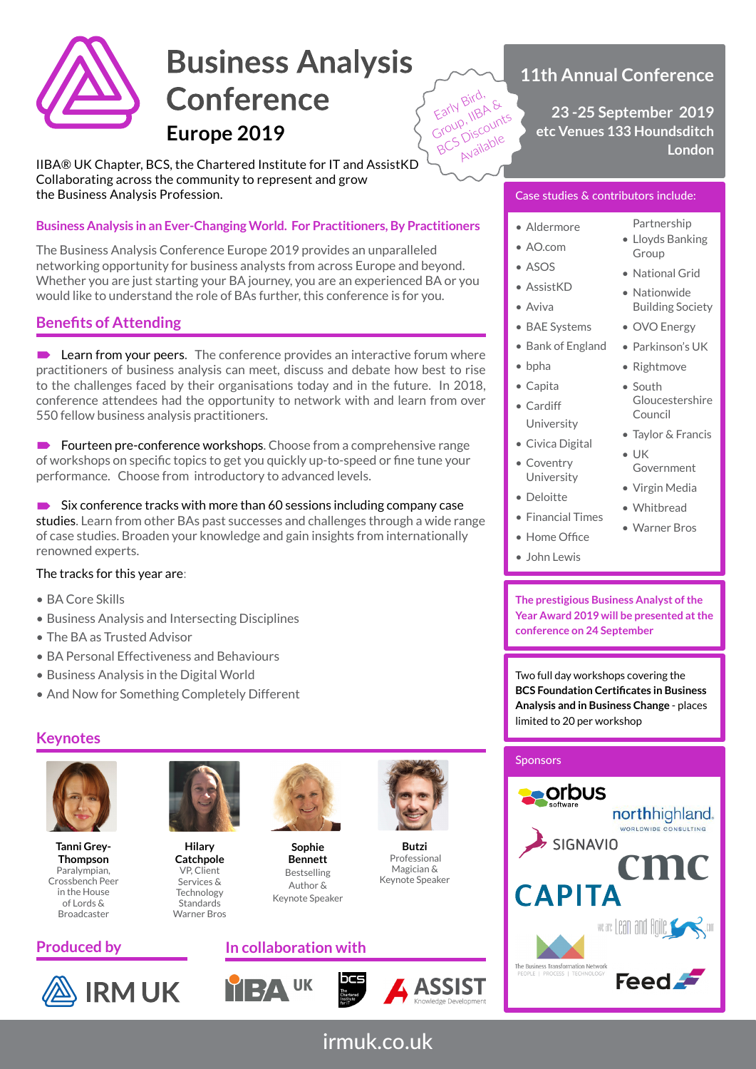# Business Analysis Conference

## Europe 2019

IIBA® UK Chapter, BCS, the Chartered Institute for IT and AssistKD Collaborating across the community to represent and grow the Business Analysis Profession.

Early Bird, Group, IIBA & BCS Discounts Available

## 11th Annual Conference

**23 -25 September 2019**
**etc Venues 133 Houndsditch**
**London**

**Business Analysis in an Ever-Changing World. For Practitioners, By Practitioners**

The Business Analysis Conference Europe 2019 provides an unparalleled networking opportunity for business analysts from across Europe and beyond. Whether you are just starting your BA journey, you are an experienced BA or you would like to understand the role of BAs further, this conference is for you.

## Benefits of Attending

- Learn from your peers. The conference provides an interactive forum where practitioners of business analysis can meet, discuss and debate how best to rise to the challenges faced by their organisations today and in the future. In 2018, conference attendees had the opportunity to network with and learn from over 550 fellow business analysis practitioners.

- Fourteen pre-conference workshops. Choose from a comprehensive range of workshops on specific topics to get you quickly up-to-speed or fine tune your performance. Choose from introductory to advanced levels.

- Six conference tracks with more than 60 sessions including company case studies. Learn from other BAs past successes and challenges through a wide range of case studies. Broaden your knowledge and gain insights from internationally renowned experts.

The tracks for this year are:

- BA Core Skills
- Business Analysis and Intersecting Disciplines
- The BA as Trusted Advisor
- BA Personal Effectiveness and Behaviours
- Business Analysis in the Digital World
- And Now for Something Completely Different

## Keynotes

**Tanni Grey-Thompson**
Paralympian, Crossbench Peer in the House of Lords & Broadcaster

**Hilary Catchpole**
VP, Client Services & Technology Standards Warner Bros

**Sophie Bennett**
Bestselling Author & Keynote Speaker

**Butzi**
Professional Magician & Keynote Speaker

## Case studies & contributors include:

- Aldermore
- AO.com
- ASOS
- AssistKD
- Aviva
- BAE Systems
- Bank of England
- bpha
- Capita
- Cardiff University
- Civica Digital
- Coventry University
- Deloitte
- Financial Times
- Home Office
- John Lewis Partnership
- Lloyds Banking Group
- National Grid
- Nationwide Building Society
- OVO Energy
- Parkinson's UK
- Rightmove
- South Gloucestershire Council
- Taylor & Francis
- UK Government
- Virgin Media
- Whitbread
- Warner Bros

**The prestigious Business Analyst of the Year Award 2019 will be presented at the conference on 24 September**

Two full day workshops covering the **BCS Foundation Certificates in Business Analysis and in Business Change** - places limited to 20 per workshop

## Sponsors

orbus software, northhighland Worldwide Consulting, SIGNAVIO, cmc, CAPITA, we are Lean and Agile .com, The Business Transformation Network (People | Process | Technology), Feed

## Produced by

IRM UK

## In collaboration with

IIBA UK, bcs The Chartered Institute for IT, ASSIST Knowledge Development

irmuk.co.uk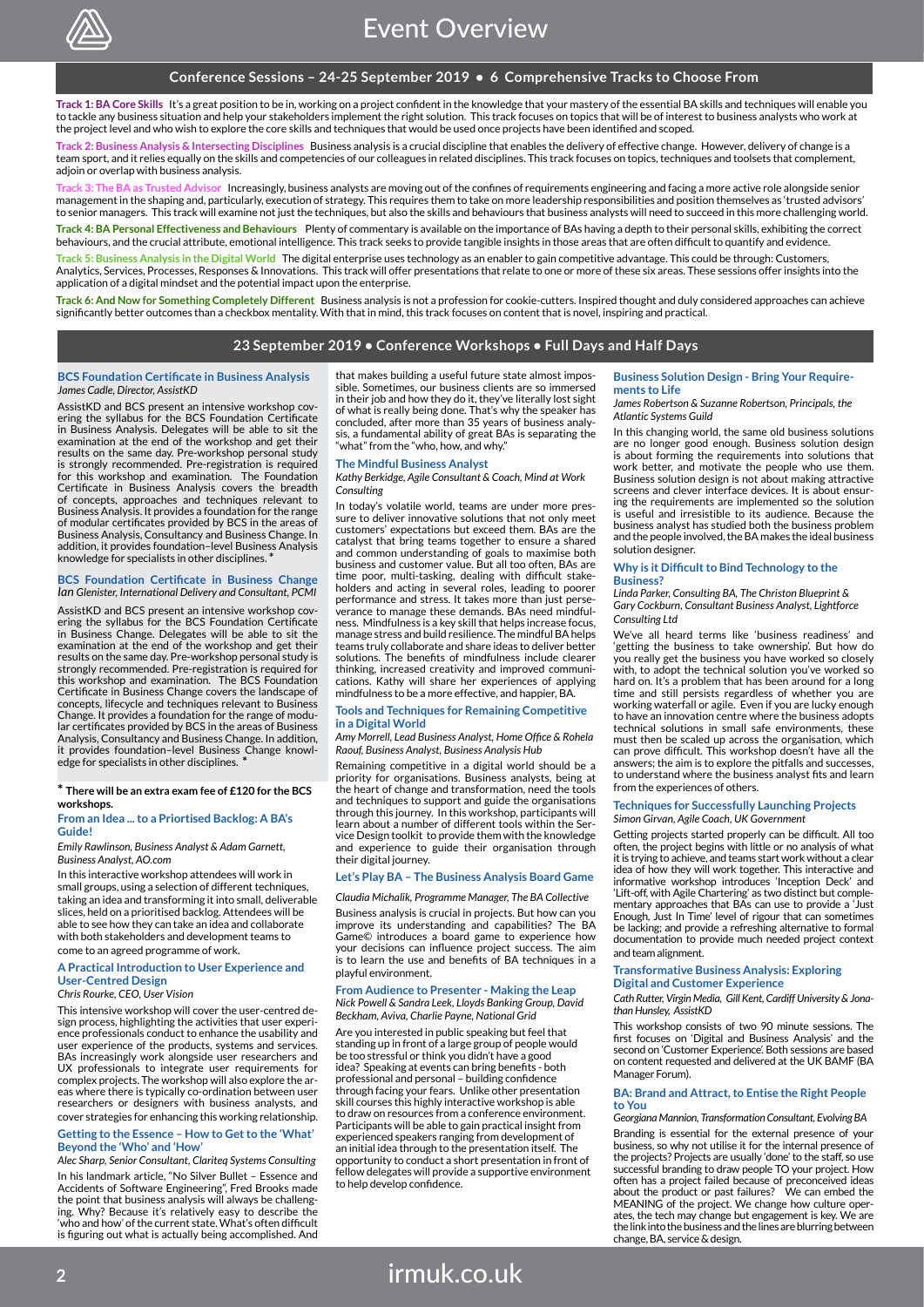# Event Overview

## Conference Sessions – 24-25 September 2019 • 6 Comprehensive Tracks to Choose From

**Track 1: BA Core Skills** It's a great position to be in, working on a project confident in the knowledge that your mastery of the essential BA skills and techniques will enable you to tackle any business situation and help your stakeholders implement the right solution. This track focuses on topics that will be of interest to business analysts who work at the project level and who wish to explore the core skills and techniques that would be used once projects have been identified and scoped.

**Track 2: Business Analysis & Intersecting Disciplines** Business analysis is a crucial discipline that enables the delivery of effective change. However, delivery of change is a team sport, and it relies equally on the skills and competencies of our colleagues in related disciplines. This track focuses on topics, techniques and toolsets that complement, adjoin or overlap with business analysis.

**Track 3: The BA as Trusted Advisor** Increasingly, business analysts are moving out of the confines of requirements engineering and facing a more active role alongside senior management in the shaping and, particularly, execution of strategy. This requires them to take on more leadership responsibilities and position themselves as 'trusted advisors' to senior managers. This track will examine not just the techniques, but also the skills and behaviours that business analysts will need to succeed in this more challenging world.

**Track 4: BA Personal Effectiveness and Behaviours** Plenty of commentary is available on the importance of BAs having a depth to their personal skills, exhibiting the correct behaviours, and the crucial attribute, emotional intelligence. This track seeks to provide tangible insights in those areas that are often difficult to quantify and evidence.

**Track 5: Business Analysis in the Digital World** The digital enterprise uses technology as an enabler to gain competitive advantage. This could be through: Customers, Analytics, Services, Processes, Responses & Innovations. This track will offer presentations that relate to one or more of these six areas. These sessions offer insights into the application of a digital mindset and the potential impact upon the enterprise.

**Track 6: And Now for Something Completely Different** Business analysis is not a profession for cookie-cutters. Inspired thought and duly considered approaches can achieve significantly better outcomes than a checkbox mentality. With that in mind, this track focuses on content that is novel, inspiring and practical.

## 23 September 2019 • Conference Workshops • Full Days and Half Days

### BCS Foundation Certificate in Business Analysis
*James Cadle, Director, AssistKD*

AssistKD and BCS present an intensive workshop covering the syllabus for the BCS Foundation Certificate in Business Analysis. Delegates will be able to sit the examination at the end of the workshop and get their results on the same day. Pre-workshop personal study is strongly recommended. Pre-registration is required for this workshop and examination. The Foundation Certificate in Business Analysis covers the breadth of concepts, approaches and techniques relevant to Business Analysis. It provides a foundation for the range of modular certificates provided by BCS in the areas of Business Analysis, Consultancy and Business Change. In addition, it provides foundation–level Business Analysis knowledge for specialists in other disciplines. *

### BCS Foundation Certificate in Business Change
*Ian Glenister, International Delivery and Consultant, PCMI*

AssistKD and BCS present an intensive workshop covering the syllabus for the BCS Foundation Certificate in Business Change. Delegates will be able to sit the examination at the end of the workshop and get their results on the same day. Pre-workshop personal study is strongly recommended. Pre-registration is required for this workshop and examination. The BCS Foundation Certificate in Business Change covers the landscape of concepts, lifecycle and techniques relevant to Business Change. It provides a foundation for the range of modular certificates provided by BCS in the areas of Business Analysis, Consultancy and Business Change. In addition, it provides foundation–level Business Change knowledge for specialists in other disciplines. *

**\* There will be an extra exam fee of £120 for the BCS workshops.**

### From an Idea ... to a Priortised Backlog: A BA's Guide!
*Emily Rawlinson, Business Analyst & Adam Garnett, Business Analyst, AO.com*

In this interactive workshop attendees will work in small groups, using a selection of different techniques, taking an idea and transforming it into small, deliverable slices, held on a prioritised backlog. Attendees will be able to see how they can take an idea and collaborate with both stakeholders and development teams to come to an agreed programme of work.

### A Practical Introduction to User Experience and User-Centred Design
*Chris Rourke, CEO, User Vision*

This intensive workshop will cover the user-centred design process, highlighting the activities that user experience professionals conduct to enhance the usability and user experience of the products, systems and services. BAs increasingly work alongside user researchers and UX professionals to integrate user requirements for complex projects. The workshop will also explore the areas where there is typically co-ordination between user researchers or designers with business analysts, and cover strategies for enhancing this working relationship.

### Getting to the Essence – How to Get to the 'What' Beyond the 'Who' and 'How'
*Alec Sharp, Senior Consultant, Clariteq Systems Consulting*

In his landmark article, "No Silver Bullet – Essence and Accidents of Software Engineering", Fred Brooks made the point that business analysis will always be challenging. Why? Because it's relatively easy to describe the 'who and how' of the current state. What's often difficult is figuring out what is actually being accomplished. And that makes building a useful future state almost impossible. Sometimes, our business clients are so immersed in their job and how they do it, they've literally lost sight of what is really being done. That's why the speaker has concluded, after more than 35 years of business analysis, a fundamental ability of great BAs is separating the "what" from the "who, how, and why."

### The Mindful Business Analyst
*Kathy Berkidge, Agile Consultant & Coach, Mind at Work Consulting*

In today's volatile world, teams are under more pressure to deliver innovative solutions that not only meet customers' expectations but exceed them. BAs are the catalyst that bring teams together to ensure a shared and common understanding of goals to maximise both business and customer value. But all too often, BAs are time poor, multi-tasking, dealing with difficult stakeholders and acting in several roles, leading to poorer performance and stress. It takes more than just perseverance to manage these demands. BAs need mindfulness. Mindfulness is a key skill that helps increase focus, manage stress and build resilience. The mindful BA helps teams truly collaborate and share ideas to deliver better solutions. The benefits of mindfulness include clearer thinking, increased creativity and improved communications. Kathy will share her experiences of applying mindfulness to be a more effective, and happier, BA.

### Tools and Techniques for Remaining Competitive in a Digital World
*Amy Morrell, Lead Business Analyst, Home Office & Rohela Raouf, Business Analyst, Business Analysis Hub*

Remaining competitive in a digital world should be a priority for organisations. Business analysts, being at the heart of change and transformation, need the tools and techniques to support and guide the organisations through this journey. In this workshop, participants will learn about a number of different tools within the Service Design toolkit to provide them with the knowledge and experience to guide their organisation through their digital journey.

### Let's Play BA – The Business Analysis Board Game
*Claudia Michalik, Programme Manager, The BA Collective*

Business analysis is crucial in projects. But how can you improve its understanding and capabilities? The BA Game© introduces a board game to experience how your decisions can influence project success. The aim is to learn the use and benefits of BA techniques in a playful environment.

### From Audience to Presenter - Making the Leap
*Nick Powell & Sandra Leck, Lloyds Banking Group, David Beckham, Aviva, Charlie Payne, National Grid*

Are you interested in public speaking but feel that standing up in front of a large group of people would be too stressful or think you didn't have a good idea? Speaking at events can bring benefits - both professional and personal – building confidence through facing your fears. Unlike other presentation skill courses this highly interactive workshop is able to draw on resources from a conference environment. Participants will be able to gain practical insight from experienced speakers ranging from development of an initial idea through to the presentation itself. The opportunity to conduct a short presentation in front of fellow delegates will provide a supportive environment to help develop confidence.

### Business Solution Design - Bring Your Requirements to Life
*James Robertson & Suzanne Robertson, Principals, the Atlantic Systems Guild*

In this changing world, the same old business solutions are no longer good enough. Business solution design is about forming the requirements into solutions that work better, and motivate the people who use them. Business solution design is not about making attractive screens and clever interface devices. It is about ensuring the requirements are implemented so the solution is useful and irresistible to its audience. Because the business analyst has studied both the business problem and the people involved, the BA makes the ideal business solution designer.

### Why is it Difficult to Bind Technology to the Business?
*Linda Parker, Consulting BA, The Christon Blueprint & Gary Cockburn, Consultant Business Analyst, Lightforce Consulting Ltd*

We've all heard terms like 'business readiness' and 'getting the business to take ownership'. But how do you really get the business you have worked so closely with, to adopt the technical solution you've worked so hard on. It's a problem that has been around for a long time and still persists regardless of whether you are working waterfall or agile. Even if you are lucky enough to have an innovation centre where the business adopts technical solutions in small safe environments, these must then be scaled up across the organisation, which can prove difficult. This workshop doesn't have all the answers; the aim is to explore the pitfalls and successes, to understand where the business analyst fits and learn from the experiences of others.

### Techniques for Successfully Launching Projects
*Simon Girvan, Agile Coach, UK Government*

Getting projects started properly can be difficult. All too often, the project begins with little or no analysis of what it is trying to achieve, and teams start work without a clear idea of how they will work together. This interactive and informative workshop introduces 'Inception Deck' and 'Lift-off, with Agile Chartering' as two distinct but complementary approaches that BAs can use to provide a 'Just Enough, Just In Time' level of rigour that can sometimes be lacking; and provide a refreshing alternative to formal documentation to provide much needed project context and team alignment.

### Transformative Business Analysis: Exploring Digital and Customer Experience
*Cath Rutter, Virgin Media, Gill Kent, Cardiff University & Jonathan Hunsley, AssistKD*

This workshop consists of two 90 minute sessions. The first focuses on 'Digital and Business Analysis' and the second on 'Customer Experience'. Both sessions are based on content requested and delivered at the UK BAMF (BA Manager Forum).

### BA: Brand and Attract, to Entise the Right People to You
*Georgiana Mannion, Transformation Consultant, Evolving BA*

Branding is essential for the external presence of your business, so why not utilise it for the internal presence of the projects? Projects are usually 'done' to the staff, so use successful branding to draw people TO your project. How often has a project failed because of preconceived ideas about the product or past failures? We can embed the MEANING of the project. We change how culture operates, the tech may change but engagement is key. We are the link into the business and the lines are blurring between change, BA, service & design.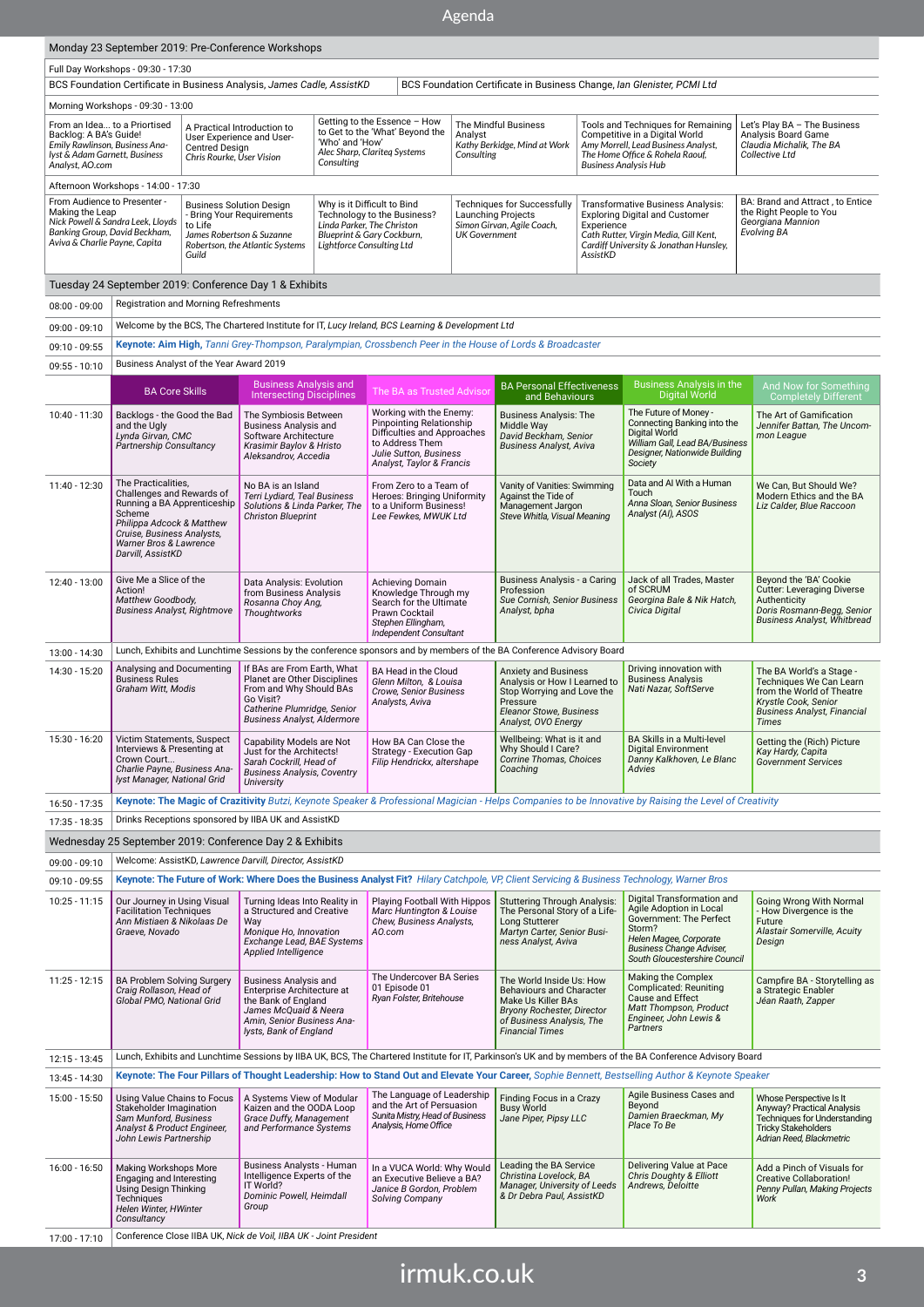# Agenda

## Monday 23 September 2019: Pre-Conference Workshops

**Full Day Workshops - 09:30 - 17:30**

| | |
|---|---|
| BCS Foundation Certificate in Business Analysis, *James Cadle, AssistKD* | BCS Foundation Certificate in Business Change, *Ian Glenister, PCMI Ltd* |

**Morning Workshops - 09:30 - 13:00**

| | | | | | |
|---|---|---|---|---|---|
| From an Idea... to a Priortised Backlog: A BA's Guide! *Emily Rowlinson, Business Analyst & Adam Garnett, Business Analyst, AO.com* | A Practical Introduction to User Experience and User-Centred Design *Chris Rourke, User Vision* | Getting to the Essence – How to Get to the 'What' Beyond the 'Who' and 'How' *Alec Sharp, Clariteq Systems Consulting* | The Mindful Business Analyst *Kathy Berkidge, Mind at Work Consulting* | Tools and Techniques for Remaining Competitive in a Digital World *Amy Morrell, Lead Business Analyst, The Home Office & Rohela Raouf, Business Analysis Hub* | Let's Play BA – The Business Analysis Board Game *Claudia Michalik, The BA Collective Ltd* |

**Afternoon Workshops - 14:00 - 17:30**

| | | | | | |
|---|---|---|---|---|---|
| From Audience to Presenter - Making the Leap *Nick Powell & Sandra Leek, Lloyds Banking Group, David Beckham, Aviva & Charlie Payne, Capita* | Business Solution Design - Bring Your Requirements to Life *James Robertson & Suzanne Robertson, the Atlantic Systems Guild* | Why is it Difficult to Bind Technology to the Business? *Linda Parker, The Christon Blueprint & Gary Cockburn, Lightforce Consulting Ltd* | Techniques for Successfully Launching Projects *Simon Girvan, Agile Coach, UK Government* | Transformative Business Analysis: Exploring Digital and Customer Experience *Cath Rutter, Virgin Media, Gill Kent, Cardiff University & Jonathan Hunsley, AssistKD* | BA: Brand and Attract , to Entice the Right People to You *Georgiana Mannion Evolving BA* |

## Tuesday 24 September 2019: Conference Day 1 & Exhibits

| Time | BA Core Skills | Business Analysis and Intersecting Disciplines | The BA as Trusted Advisor | BA Personal Effectiveness and Behaviours | Business Analysis in the Digital World | And Now for Something Completely Different |
|---|---|---|---|---|---|---|
| 08:00 - 09:00 | Registration and Morning Refreshments | | | | | |
| 09:00 - 09:10 | Welcome by the BCS, The Chartered Institute for IT, *Lucy Ireland, BCS Learning & Development Ltd* | | | | | |
| 09:10 - 09:55 | **Keynote: Aim High,** *Tanni Grey-Thompson, Paralympian, Crossbench Peer in the House of Lords & Broadcaster* | | | | | |
| 09:55 - 10:10 | Business Analyst of the Year Award 2019 | | | | | |
| 10:40 - 11:30 | Backlogs - the Good the Bad and the Ugly *Lynda Girvan, CMC Partnership Consultancy* | The Symbiosis Between Business Analysis and Software Architecture *Krasimir Baylov & Hristo Aleksandrov, Accedia* | Working with the Enemy: Pinpointing Relationship Difficulties and Approaches to Address Them *Julie Sutton, Business Analyst, Taylor & Francis* | Business Analysis: The Middle Way *David Beckham, Senior Business Analyst, Aviva* | The Future of Money - Connecting Banking into the Digital World *William Gall, Lead BA/Business Designer, Nationwide Building Society* | The Art of Gamification *Jennifer Battan, The Uncommon League* |
| 11:40 - 12:30 | The Practicalities, Challenges and Rewards of Running a BA Apprenticeship Scheme *Philippa Adcock & Matthew Cruise, Business Analysts, Warner Bros & Lawrence Darvill, AssistKD* | No BA is an Island *Terri Lydiard, Teal Business Solutions & Linda Parker, The Christon Blueprint* | From Zero to a Team of Heroes: Bringing Uniformity to a Uniform Business! *Lee Fewkes, MWUK Ltd* | Vanity of Vanities: Swimming Against the Tide of Management Jargon *Steve Whitla, Visual Meaning* | Data and AI With a Human Touch *Anna Sloan, Senior Business Analyst (AI), ASOS* | We Can, But Should We? Modern Ethics and the BA *Liz Calder, Blue Raccoon* |
| 12:40 - 13:00 | Give Me a Slice of the Action! *Matthew Goodbody, Business Analyst, Rightmove* | Data Analysis: Evolution from Business Analysis *Rosanna Choy Ang, Thoughtworks* | Achieving Domain Knowledge Through my Search for the Ultimate Prawn Cocktail *Stephen Ellingham, Independent Consultant* | Business Analysis - a Caring Profession *Sue Cornish, Senior Business Analyst, bpha* | Jack of all Trades, Master of SCRUM *Georgina Beale & Nik Hatch, Civica Digital* | Beyond the 'BA' Cookie Cutter: Leveraging Diverse Authenticity *Doris Rosmann-Begg, Senior Business Analyst, Whitbread* |
| 13:00 - 14:30 | Lunch, Exhibits and Lunchtime Sessions by the conference sponsors and by members of the BA Conference Advisory Board | | | | | |
| 14:30 - 15:20 | Analysing and Documenting Business Rules *Graham Witt, Modis* | If BAs are From Earth, What Planet are Other Disciplines From and Why Should BAs Go Visit? *Catherine Plumridge, Senior Business Analyst, Aldermore* | BA Head in the Cloud *Glenn Milton, & Louisa Crowe, Senior Business Analysts, Aviva* | Anxiety and Business Analysis or How I Learned to Stop Worrying and Love the Pressure *Eleanor Stowe, Business Analyst, OVO Energy* | Driving innovation with Business Analysis *Nati Nazar, SoftServe* | The BA World's a Stage - Techniques We Can Learn from the World of Theatre *Krystle Cook, Senior Business Analyst, Financial Times* |
| 15:30 - 16:20 | Victim Statements, Suspect Interviews & Presenting at Crown Court... *Charlie Payne, Business Analyst Manager, National Grid* | Capability Models are Not Just for the Architects! *Sarah Cockrill, Head of Business Analysis, Coventry University* | How BA Can Close the Strategy - Execution Gap *Filip Hendrickx, altershape* | Wellbeing: What is it and Why Should I Care? *Corrine Thomas, Choices Coaching* | BA Skills in a Multi-level Digital Environment *Danny Kalkhoven, Le Blanc Advies* | Getting the (Rich) Picture *Kay Hardy, Capita Government Services* |
| 16:50 - 17:35 | **Keynote: The Magic of Crazitivity** *Butzi, Keynote Speaker & Professional Magician - Helps Companies to be Innovative by Raising the Level of Creativity* | | | | | |
| 17:35 - 18:35 | Drinks Receptions sponsored by IIBA UK and AssistKD | | | | | |

## Wednesday 25 September 2019: Conference Day 2 & Exhibits

| Time | | | | | | |
|---|---|---|---|---|---|---|
| 09:00 - 09:10 | Welcome: AssistKD, *Lawrence Darvill, Director, AssistKD* | | | | | |
| 09:10 - 09:55 | **Keynote: The Future of Work: Where Does the Business Analyst Fit?** *Hilary Catchpole, VP, Client Servicing & Business Technology, Warner Bros* | | | | | |
| 10:25 - 11:15 | Our Journey in Using Visual Facilitation Techniques *Ann Mistiaen & Nikolaas De Graeve, Novado* | Turning Ideas Into Reality in a Structured and Creative Way *Monique Hu, Innovation Exchange Lead, BAE Systems Applied Intelligence* | Playing Football With Hippos *Marc Huntington & Louise Chew, Business Analysts, AO.com* | Stuttering Through Analysis: The Personal Story of a Life-Long Stutterer *Martyn Carter, Senior Business Analyst, Aviva* | Digital Transformation and Agile Adoption in Local Government: The Perfect Storm? *Helen Magee, Corporate Business Change Adviser, South Gloucestershire Council* | Going Wrong With Normal - How Divergence is the Future *Alastair Somerville, Acuity Design* |
| 11:25 - 12:15 | BA Problem Solving Surgery *Craig Rollason, Head of Global PMO, National Grid* | Business Analysis and Enterprise Architecture at the Bank of England *James McQuaid & Neera Amin, Senior Business Analysts, Bank of England* | The Undercover BA Series 01 Episode 01 *Ryan Folster, Britehouse* | The World Inside Us: How Behaviours and Character Make Us Killer BAs *Bryony Rochester, Director of Business Analysis, The Financial Times* | Making the Complex Complicated: Reuniting Cause and Effect *Matt Thompson, Product Engineer, John Lewis & Partners* | Campfire BA - Storytelling as a Strategic Enabler *Jéan Raath, Zapper* |
| 12:15 - 13:45 | Lunch, Exhibits and Lunchtime Sessions by IIBA UK, BCS, The Chartered Institute for IT, Parkinson's UK and by members of the BA Conference Advisory Board | | | | | |
| 13:45 - 14:30 | **Keynote: The Four Pillars of Thought Leadership: How to Stand Out and Elevate Your Career,** *Sophie Bennett, Bestselling Author & Keynote Speaker* | | | | | |
| 15:00 - 15:50 | Using Value Chains to Focus Stakeholder Imagination *Sam Munford, Business Analyst & Product Engineer, John Lewis Partnership* | A Systems View of Modular Kaizen and the OODA Loop *Grace Duffy, Management and Performance Systems* | The Language of Leadership and the Art of Persuasion *Sunita Mistry, Head of Business Analysis, Home Office* | Finding Focus in a Crazy Busy World *Jane Piper, Pipsy LLC* | Agile Business Cases and Beyond *Damien Braeckman, My Place To Be* | Whose Perspective Is It Anyway? Practical Analysis Techniques for Understanding Tricky Stakeholders *Adrian Reed, Blackmetric* |
| 16:00 - 16:50 | Making Workshops More Engaging and Interesting Using Design Thinking Techniques *Helen Winter, HWinter Consultancy* | Business Analysts - Human Intelligence Experts of the IT World? *Dominic Powell, Heimdall Group* | In a VUCA World: Why Would an Executive Believe a BA? *Janice B Gordon, Problem Solving Company* | Leading the BA Service *Christina Lovelock, BA Manager, University of Leeds & Dr Debra Paul, AssistKD* | Delivering Value at Pace *Chris Doughty & Elliott Andrews, Deloitte* | Add a Pinch of Visuals for Creative Collaboration! *Penny Pullan, Making Projects Work* |
| 17:00 - 17:10 | Conference Close IIBA UK, *Nick de Voil, IIBA UK - Joint President* | | | | | |

irmuk.co.uk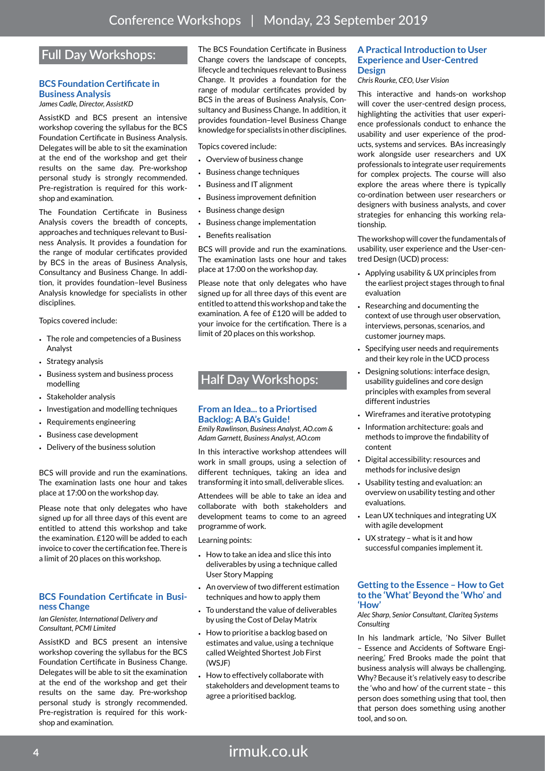# Conference Workshops | Monday, 23 September 2019

## Full Day Workshops:

### BCS Foundation Certificate in Business Analysis

*James Cadle, Director, AssistKD*

AssistKD and BCS present an intensive workshop covering the syllabus for the BCS Foundation Certificate in Business Analysis. Delegates will be able to sit the examination at the end of the workshop and get their results on the same day. Pre-workshop personal study is strongly recommended. Pre-registration is required for this workshop and examination.

The Foundation Certificate in Business Analysis covers the breadth of concepts, approaches and techniques relevant to Business Analysis. It provides a foundation for the range of modular certificates provided by BCS in the areas of Business Analysis, Consultancy and Business Change. In addition, it provides foundation–level Business Analysis knowledge for specialists in other disciplines.

Topics covered include:

- The role and competencies of a Business Analyst
- Strategy analysis
- Business system and business process modelling
- Stakeholder analysis
- Investigation and modelling techniques
- Requirements engineering
- Business case development
- Delivery of the business solution

BCS will provide and run the examinations. The examination lasts one hour and takes place at 17:00 on the workshop day.

Please note that only delegates who have signed up for all three days of this event are entitled to attend this workshop and take the examination. £120 will be added to each invoice to cover the certification fee. There is a limit of 20 places on this workshop.

### BCS Foundation Certificate in Business Change

*Ian Glenister, International Delivery and Consultant, PCMI Limited*

AssistKD and BCS present an intensive workshop covering the syllabus for the BCS Foundation Certificate in Business Change. Delegates will be able to sit the examination at the end of the workshop and get their results on the same day. Pre-workshop personal study is strongly recommended. Pre-registration is required for this workshop and examination.

The BCS Foundation Certificate in Business Change covers the landscape of concepts, lifecycle and techniques relevant to Business Change. It provides a foundation for the range of modular certificates provided by BCS in the areas of Business Analysis, Consultancy and Business Change. In addition, it provides foundation–level Business Change knowledge for specialists in other disciplines.

Topics covered include:

- Overview of business change
- Business change techniques
- Business and IT alignment
- Business improvement definition
- Business change design
- Business change implementation
- Benefits realisation

BCS will provide and run the examinations. The examination lasts one hour and takes place at 17:00 on the workshop day.

Please note that only delegates who have signed up for all three days of this event are entitled to attend this workshop and take the examination. A fee of £120 will be added to your invoice for the certification. There is a limit of 20 places on this workshop.

## Half Day Workshops:

### From an Idea... to a Priortised Backlog: A BA's Guide!

*Emily Rawlinson, Business Analyst, AO.com & Adam Garnett, Business Analyst, AO.com*

In this interactive workshop attendees will work in small groups, using a selection of different techniques, taking an idea and transforming it into small, deliverable slices.

Attendees will be able to take an idea and collaborate with both stakeholders and development teams to come to an agreed programme of work.

Learning points:

- How to take an idea and slice this into deliverables by using a technique called User Story Mapping
- An overview of two different estimation techniques and how to apply them
- To understand the value of deliverables by using the Cost of Delay Matrix
- How to prioritise a backlog based on estimates and value, using a technique called Weighted Shortest Job First (WSJF)
- How to effectively collaborate with stakeholders and development teams to agree a prioritised backlog.

### A Practical Introduction to User Experience and User-Centred Design

*Chris Rourke, CEO, User Vision*

This interactive and hands-on workshop will cover the user-centred design process, highlighting the activities that user experience professionals conduct to enhance the usability and user experience of the products, systems and services. BAs increasingly work alongside user researchers and UX professionals to integrate user requirements for complex projects. The course will also explore the areas where there is typically co-ordination between user researchers or designers with business analysts, and cover strategies for enhancing this working relationship.

The workshop will cover the fundamentals of usability, user experience and the User-centred Design (UCD) process:

- Applying usability & UX principles from the earliest project stages through to final evaluation
- Researching and documenting the context of use through user observation, interviews, personas, scenarios, and customer journey maps.
- Specifying user needs and requirements and their key role in the UCD process
- Designing solutions: interface design, usability guidelines and core design principles with examples from several different industries
- Wireframes and iterative prototyping
- Information architecture: goals and methods to improve the findability of content
- Digital accessibility: resources and methods for inclusive design
- Usability testing and evaluation: an overview on usability testing and other evaluations.
- Lean UX techniques and integrating UX with agile development
- UX strategy – what is it and how successful companies implement it.

### Getting to the Essence – How to Get to the 'What' Beyond the 'Who' and 'How'

*Alec Sharp, Senior Consultant, Clariteq Systems Consulting*

In his landmark article, 'No Silver Bullet – Essence and Accidents of Software Engineering,' Fred Brooks made the point that business analysis will always be challenging. Why? Because it's relatively easy to describe the 'who and how' of the current state – this person does something using that tool, then that person does something using another tool, and so on.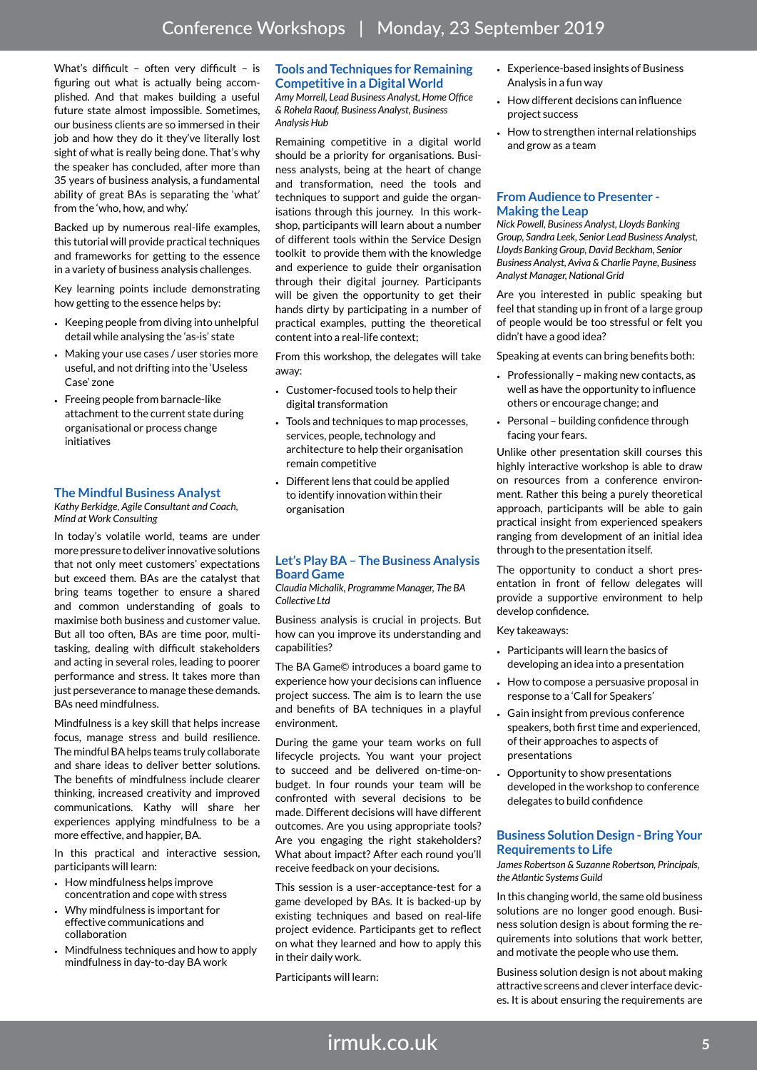What's difficult – often very difficult – is figuring out what is actually being accomplished. And that makes building a useful future state almost impossible. Sometimes, our business clients are so immersed in their job and how they do it they've literally lost sight of what is really being done. That's why the speaker has concluded, after more than 35 years of business analysis, a fundamental ability of great BAs is separating the 'what' from the 'who, how, and why.'

Backed up by numerous real-life examples, this tutorial will provide practical techniques and frameworks for getting to the essence in a variety of business analysis challenges.

Key learning points include demonstrating how getting to the essence helps by:

- Keeping people from diving into unhelpful detail while analysing the 'as-is' state
- Making your use cases / user stories more useful, and not drifting into the 'Useless Case' zone
- Freeing people from barnacle-like attachment to the current state during organisational or process change initiatives

## The Mindful Business Analyst

*Kathy Berkidge, Agile Consultant and Coach, Mind at Work Consulting*

In today's volatile world, teams are under more pressure to deliver innovative solutions that not only meet customers' expectations but exceed them. BAs are the catalyst that bring teams together to ensure a shared and common understanding of goals to maximise both business and customer value. But all too often, BAs are time poor, multi-tasking, dealing with difficult stakeholders and acting in several roles, leading to poorer performance and stress. It takes more than just perseverance to manage these demands. BAs need mindfulness.

Mindfulness is a key skill that helps increase focus, manage stress and build resilience. The mindful BA helps teams truly collaborate and share ideas to deliver better solutions. The benefits of mindfulness include clearer thinking, increased creativity and improved communications. Kathy will share her experiences applying mindfulness to be a more effective, and happier, BA.

In this practical and interactive session, participants will learn:

- How mindfulness helps improve concentration and cope with stress
- Why mindfulness is important for effective communications and collaboration
- Mindfulness techniques and how to apply mindfulness in day-to-day BA work

## Tools and Techniques for Remaining Competitive in a Digital World

*Amy Morrell, Lead Business Analyst, Home Office & Rohela Raouf, Business Analyst, Business Analysis Hub*

Remaining competitive in a digital world should be a priority for organisations. Business analysts, being at the heart of change and transformation, need the tools and techniques to support and guide the organisations through this journey. In this workshop, participants will learn about a number of different tools within the Service Design toolkit to provide them with the knowledge and experience to guide their organisation through their digital journey. Participants will be given the opportunity to get their hands dirty by participating in a number of practical examples, putting the theoretical content into a real-life context;

From this workshop, the delegates will take away:

- Customer-focused tools to help their digital transformation
- Tools and techniques to map processes, services, people, technology and architecture to help their organisation remain competitive
- Different lens that could be applied to identify innovation within their organisation

## Let's Play BA – The Business Analysis Board Game

*Claudia Michalik, Programme Manager, The BA Collective Ltd*

Business analysis is crucial in projects. But how can you improve its understanding and capabilities?

The BA Game© introduces a board game to experience how your decisions can influence project success. The aim is to learn the use and benefits of BA techniques in a playful environment.

During the game your team works on full lifecycle projects. You want your project to succeed and be delivered on-time-on-budget. In four rounds your team will be confronted with several decisions to be made. Different decisions will have different outcomes. Are you using appropriate tools? Are you engaging the right stakeholders? What about impact? After each round you'll receive feedback on your decisions.

This session is a user-acceptance-test for a game developed by BAs. It is backed-up by existing techniques and based on real-life project evidence. Participants get to reflect on what they learned and how to apply this in their daily work.

Participants will learn:

- Experience-based insights of Business Analysis in a fun way
- How different decisions can influence project success
- How to strengthen internal relationships and grow as a team

## From Audience to Presenter - Making the Leap

*Nick Powell, Business Analyst, Lloyds Banking Group, Sandra Leek, Senior Lead Business Analyst, Lloyds Banking Group, David Beckham, Senior Business Analyst, Aviva & Charlie Payne, Business Analyst Manager, National Grid*

Are you interested in public speaking but feel that standing up in front of a large group of people would be too stressful or felt you didn't have a good idea?

Speaking at events can bring benefits both:

- Professionally – making new contacts, as well as have the opportunity to influence others or encourage change; and
- Personal – building confidence through facing your fears.

Unlike other presentation skill courses this highly interactive workshop is able to draw on resources from a conference environment. Rather this being a purely theoretical approach, participants will be able to gain practical insight from experienced speakers ranging from development of an initial idea through to the presentation itself.

The opportunity to conduct a short presentation in front of fellow delegates will provide a supportive environment to help develop confidence.

Key takeaways:

- Participants will learn the basics of developing an idea into a presentation
- How to compose a persuasive proposal in response to a 'Call for Speakers'
- Gain insight from previous conference speakers, both first time and experienced, of their approaches to aspects of presentations
- Opportunity to show presentations developed in the workshop to conference delegates to build confidence

## Business Solution Design - Bring Your Requirements to Life

*James Robertson & Suzanne Robertson, Principals, the Atlantic Systems Guild*

In this changing world, the same old business solutions are no longer good enough. Business solution design is about forming the requirements into solutions that work better, and motivate the people who use them.

Business solution design is not about making attractive screens and clever interface devices. It is about ensuring the requirements are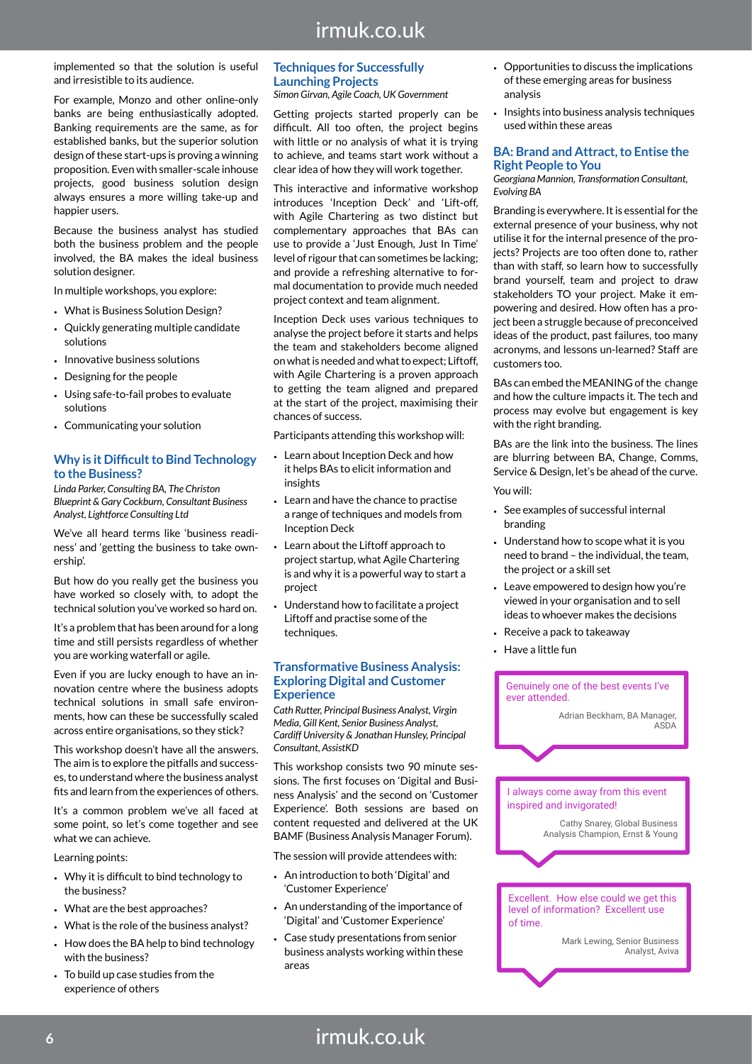implemented so that the solution is useful and irresistible to its audience.

For example, Monzo and other online-only banks are being enthusiastically adopted. Banking requirements are the same, as for established banks, but the superior solution design of these start-ups is proving a winning proposition. Even with smaller-scale inhouse projects, good business solution design always ensures a more willing take-up and happier users.

Because the business analyst has studied both the business problem and the people involved, the BA makes the ideal business solution designer.

In multiple workshops, you explore:

- What is Business Solution Design?
- Quickly generating multiple candidate solutions
- Innovative business solutions
- Designing for the people
- Using safe-to-fail probes to evaluate solutions
- Communicating your solution

## Why is it Difficult to Bind Technology to the Business?

*Linda Parker, Consulting BA, The Christon Blueprint & Gary Cockburn, Consultant Business Analyst, Lightforce Consulting Ltd*

We've all heard terms like 'business readiness' and 'getting the business to take ownership'.

But how do you really get the business you have worked so closely with, to adopt the technical solution you've worked so hard on.

It's a problem that has been around for a long time and still persists regardless of whether you are working waterfall or agile.

Even if you are lucky enough to have an innovation centre where the business adopts technical solutions in small safe environments, how can these be successfully scaled across entire organisations, so they stick?

This workshop doesn't have all the answers. The aim is to explore the pitfalls and successes, to understand where the business analyst fits and learn from the experiences of others.

It's a common problem we've all faced at some point, so let's come together and see what we can achieve.

Learning points:

- Why it is difficult to bind technology to the business?
- What are the best approaches?
- What is the role of the business analyst?
- How does the BA help to bind technology with the business?
- To build up case studies from the experience of others

## Techniques for Successfully Launching Projects

*Simon Girvan, Agile Coach, UK Government*

Getting projects started properly can be difficult. All too often, the project begins with little or no analysis of what it is trying to achieve, and teams start work without a clear idea of how they will work together.

This interactive and informative workshop introduces 'Inception Deck' and 'Lift-off, with Agile Chartering as two distinct but complementary approaches that BAs can use to provide a 'Just Enough, Just In Time' level of rigour that can sometimes be lacking; and provide a refreshing alternative to formal documentation to provide much needed project context and team alignment.

Inception Deck uses various techniques to analyse the project before it starts and helps the team and stakeholders become aligned on what is needed and what to expect; Liftoff, with Agile Chartering is a proven approach to getting the team aligned and prepared at the start of the project, maximising their chances of success.

Participants attending this workshop will:

- Learn about Inception Deck and how it helps BAs to elicit information and insights
- Learn and have the chance to practise a range of techniques and models from Inception Deck
- Learn about the Liftoff approach to project startup, what Agile Chartering is and why it is a powerful way to start a project
- Understand how to facilitate a project Liftoff and practise some of the techniques.

## Transformative Business Analysis: Exploring Digital and Customer Experience

*Cath Rutter, Principal Business Analyst, Virgin Media, Gill Kent, Senior Business Analyst, Cardiff University & Jonathan Hunsley, Principal Consultant, AssistKD*

This workshop consists two 90 minute sessions. The first focuses on 'Digital and Business Analysis' and the second on 'Customer Experience'. Both sessions are based on content requested and delivered at the UK BAMF (Business Analysis Manager Forum).

The session will provide attendees with:

- An introduction to both 'Digital' and 'Customer Experience'
- An understanding of the importance of 'Digital' and 'Customer Experience'
- Case study presentations from senior business analysts working within these areas
- Opportunities to discuss the implications of these emerging areas for business analysis
- Insights into business analysis techniques used within these areas

## BA: Brand and Attract, to Entise the Right People to You

*Georgiana Mannion, Transformation Consultant, Evolving BA*

Branding is everywhere. It is essential for the external presence of your business, why not utilise it for the internal presence of the projects? Projects are too often done to, rather than with staff, so learn how to successfully brand yourself, team and project to draw stakeholders TO your project. Make it empowering and desired. How often has a project been a struggle because of preconceived ideas of the product, past failures, too many acronyms, and lessons un-learned? Staff are customers too.

BAs can embed the MEANING of the change and how the culture impacts it. The tech and process may evolve but engagement is key with the right branding.

BAs are the link into the business. The lines are blurring between BA, Change, Comms, Service & Design, let's be ahead of the curve.

You will:

- See examples of successful internal branding
- Understand how to scope what it is you need to brand – the individual, the team, the project or a skill set
- Leave empowered to design how you're viewed in your organisation and to sell ideas to whoever makes the decisions
- Receive a pack to takeaway
- Have a little fun

> Genuinely one of the best events I've ever attended.
>
> Adrian Beckham, BA Manager, ASDA

> I always come away from this event inspired and invigorated!
>
> Cathy Snarey, Global Business Analysis Champion, Ernst & Young

> Excellent. How else could we get this level of information? Excellent use of time.
>
> Mark Lewing, Senior Business Analyst, Aviva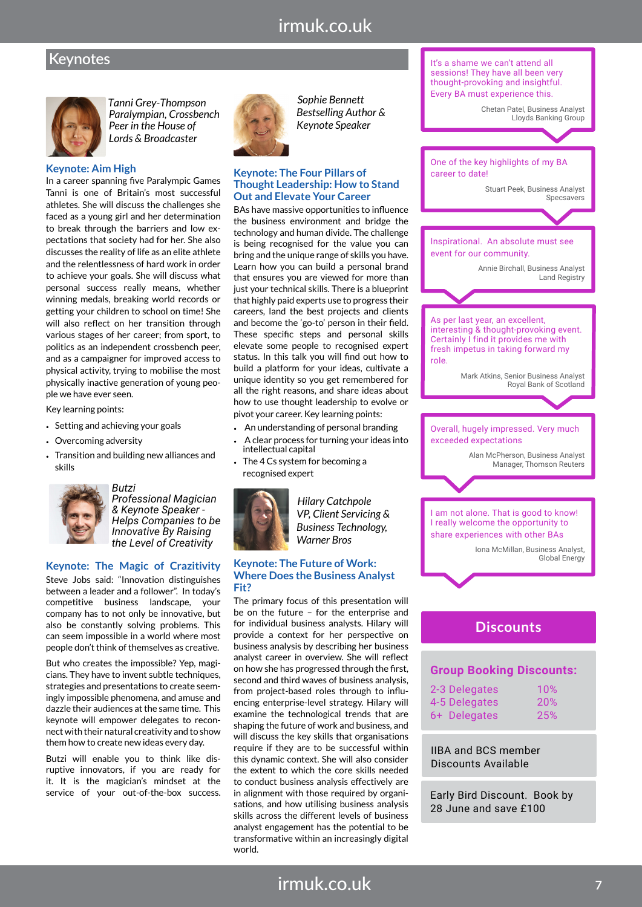## Keynotes

*Tanni Grey-Thompson*
*Paralympian, Crossbench Peer in the House of Lords & Broadcaster*

### Keynote: Aim High

In a career spanning five Paralympic Games Tanni is one of Britain's most successful athletes. She will discuss the challenges she faced as a young girl and her determination to break through the barriers and low expectations that society had for her. She also discusses the reality of life as an elite athlete and the relentlessness of hard work in order to achieve your goals. She will discuss what personal success really means, whether winning medals, breaking world records or getting your children to school on time! She will also reflect on her transition through various stages of her career; from sport, to politics as an independent crossbench peer, and as a campaigner for improved access to physical activity, trying to mobilise the most physically inactive generation of young people we have ever seen.

Key learning points:

- Setting and achieving your goals
- Overcoming adversity
- Transition and building new alliances and skills

*Butzi*
*Professional Magician & Keynote Speaker - Helps Companies to be Innovative By Raising the Level of Creativity*

### Keynote: The Magic of Crazitivity

Steve Jobs said: "Innovation distinguishes between a leader and a follower". In today's competitive business landscape, your company has to not only be innovative, but also be constantly solving problems. This can seem impossible in a world where most people don't think of themselves as creative.

But who creates the impossible? Yep, magicians. They have to invent subtle techniques, strategies and presentations to create seemingly impossible phenomena, and amuse and dazzle their audiences at the same time. This keynote will empower delegates to reconnect with their natural creativity and to show them how to create new ideas every day.

Butzi will enable you to think like disruptive innovators, if you are ready for it. It is the magician's mindset at the service of your out-of-the-box success.

*Sophie Bennett*
*Bestselling Author & Keynote Speaker*

### Keynote: The Four Pillars of Thought Leadership: How to Stand Out and Elevate Your Career

BAs have massive opportunities to influence the business environment and bridge the technology and human divide. The challenge is being recognised for the value you can bring and the unique range of skills you have. Learn how you can build a personal brand that ensures you are viewed for more than just your technical skills. There is a blueprint that highly paid experts use to progress their careers, land the best projects and clients and become the 'go-to' person in their field. These specific steps and personal skills elevate some people to recognised expert status. In this talk you will find out how to build a platform for your ideas, cultivate a unique identity so you get remembered for all the right reasons, and share ideas about how to use thought leadership to evolve or pivot your career. Key learning points:

- An understanding of personal branding
- A clear process for turning your ideas into intellectual capital
- The 4 Cs system for becoming a recognised expert

*Hilary Catchpole*
*VP, Client Servicing & Business Technology, Warner Bros*

### Keynote: The Future of Work: Where Does the Business Analyst Fit?

The primary focus of this presentation will be on the future – for the enterprise and for individual business analysts. Hilary will provide a context for her perspective on business analysis by describing her business analyst career in overview. She will reflect on how she has progressed through the first, second and third waves of business analysis, from project-based roles through to influencing enterprise-level strategy. Hilary will examine the technological trends that are shaping the future of work and business, and will discuss the key skills that organisations require if they are to be successful within this dynamic context. She will also consider the extent to which the core skills needed to conduct business analysis effectively are in alignment with those required by organisations, and how utilising business analysis skills across the different levels of business analyst engagement has the potential to be transformative within an increasingly digital world.

---

It's a shame we can't attend all sessions! They have all been very thought-provoking and insightful. Every BA must experience this.

Chetan Patel, Business Analyst
Lloyds Banking Group

One of the key highlights of my BA career to date!

Stuart Peek, Business Analyst
Specsavers

Inspirational. An absolute must see event for our community.

Annie Birchall, Business Analyst
Land Registry

As per last year, an excellent, interesting & thought-provoking event. Certainly I find it provides me with fresh impetus in taking forward my role.

Mark Atkins, Senior Business Analyst
Royal Bank of Scotland

Overall, hugely impressed. Very much exceeded expectations

Alan McPherson, Business Analyst
Manager, Thomson Reuters

I am not alone. That is good to know! I really welcome the opportunity to share experiences with other BAs

Iona McMillan, Business Analyst,
Global Energy

## Discounts

### Group Booking Discounts:

| | |
|---|---|
| 2-3 Delegates | 10% |
| 4-5 Delegates | 20% |
| 6+ Delegates | 25% |

IIBA and BCS member Discounts Available

Early Bird Discount. Book by 28 June and save £100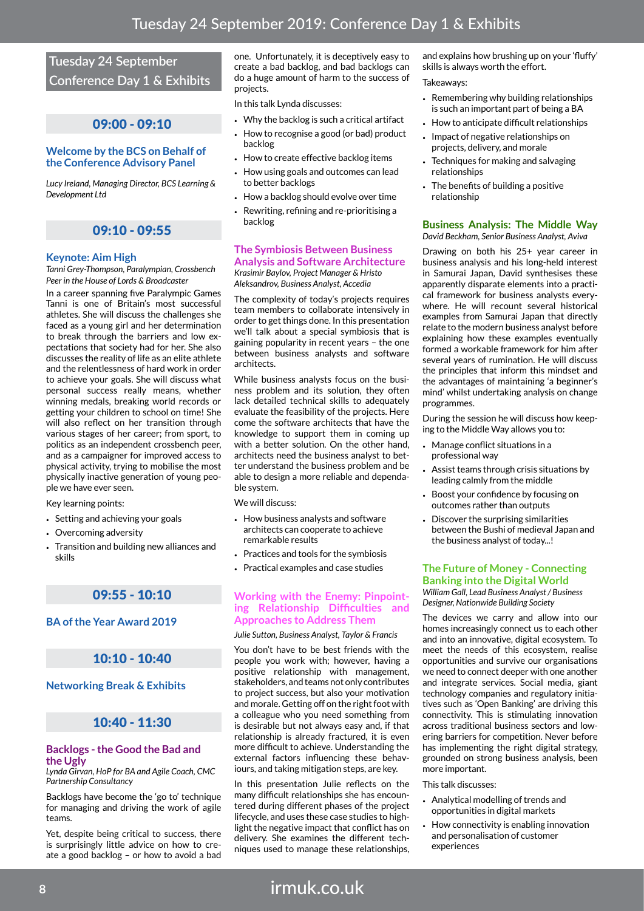# Tuesday 24 September Conference Day 1 & Exhibits

## 09:00 - 09:10

### Welcome by the BCS on Behalf of the Conference Advisory Panel

*Lucy Ireland, Managing Director, BCS Learning & Development Ltd*

## 09:10 - 09:55

### Keynote: Aim High

*Tanni Grey-Thompson, Paralympian, Crossbench Peer in the House of Lords & Broadcaster*

In a career spanning five Paralympic Games Tanni is one of Britain's most successful athletes. She will discuss the challenges she faced as a young girl and her determination to break through the barriers and low expectations that society had for her. She also discusses the reality of life as an elite athlete and the relentlessness of hard work in order to achieve your goals. She will discuss what personal success really means, whether winning medals, breaking world records or getting your children to school on time! She will also reflect on her transition through various stages of her career; from sport, to politics as an independent crossbench peer, and as a campaigner for improved access to physical activity, trying to mobilise the most physically inactive generation of young people we have ever seen.

Key learning points:

- Setting and achieving your goals
- Overcoming adversity
- Transition and building new alliances and skills

## 09:55 - 10:10

### BA of the Year Award 2019

## 10:10 - 10:40

### Networking Break & Exhibits

## 10:40 - 11:30

### Backlogs - the Good the Bad and the Ugly

*Lynda Girvan, HoP for BA and Agile Coach, CMC Partnership Consultancy*

Backlogs have become the 'go to' technique for managing and driving the work of agile teams.

Yet, despite being critical to success, there is surprisingly little advice on how to create a good backlog – or how to avoid a bad one. Unfortunately, it is deceptively easy to create a bad backlog, and bad backlogs can do a huge amount of harm to the success of projects.

In this talk Lynda discusses:

- Why the backlog is such a critical artifact
- How to recognise a good (or bad) product backlog
- How to create effective backlog items
- How using goals and outcomes can lead to better backlogs
- How a backlog should evolve over time
- Rewriting, refining and re-prioritising a backlog

### The Symbiosis Between Business Analysis and Software Architecture

*Krasimir Baylov, Project Manager & Hristo Aleksandrov, Business Analyst, Accedia*

The complexity of today's projects requires team members to collaborate intensively in order to get things done. In this presentation we'll talk about a special symbiosis that is gaining popularity in recent years – the one between business analysts and software architects.

While business analysts focus on the business problem and its solution, they often lack detailed technical skills to adequately evaluate the feasibility of the projects. Here come the software architects that have the knowledge to support them in coming up with a better solution. On the other hand, architects need the business analyst to better understand the business problem and be able to design a more reliable and dependable system.

We will discuss:

- How business analysts and software architects can cooperate to achieve remarkable results
- Practices and tools for the symbiosis
- Practical examples and case studies

### Working with the Enemy: Pinpointing Relationship Difficulties and Approaches to Address Them

*Julie Sutton, Business Analyst, Taylor & Francis*

You don't have to be best friends with the people you work with; however, having a positive relationship with management, stakeholders, and teams not only contributes to project success, but also your motivation and morale. Getting off on the right foot with a colleague who you need something from is desirable but not always easy and, if that relationship is already fractured, it is even more difficult to achieve. Understanding the external factors influencing these behaviours, and taking mitigation steps, are key.

In this presentation Julie reflects on the many difficult relationships she has encountered during different phases of the project lifecycle, and uses these case studies to highlight the negative impact that conflict has on delivery. She examines the different techniques used to manage these relationships, and explains how brushing up on your 'fluffy' skills is always worth the effort.

Takeaways:

- Remembering why building relationships is such an important part of being a BA
- How to anticipate difficult relationships
- Impact of negative relationships on projects, delivery, and morale
- Techniques for making and salvaging relationships
- The benefits of building a positive relationship

### Business Analysis: The Middle Way

*David Beckham, Senior Business Analyst, Aviva*

Drawing on both his 25+ year career in business analysis and his long-held interest in Samurai Japan, David synthesises these apparently disparate elements into a practical framework for business analysts everywhere. He will recount several historical examples from Samurai Japan that directly relate to the modern business analyst before explaining how these examples eventually formed a workable framework for him after several years of rumination. He will discuss the principles that inform this mindset and the advantages of maintaining 'a beginner's mind' whilst undertaking analysis on change programmes.

During the session he will discuss how keeping to the Middle Way allows you to:

- Manage conflict situations in a professional way
- Assist teams through crisis situations by leading calmly from the middle
- Boost your confidence by focusing on outcomes rather than outputs
- Discover the surprising similarities between the Bushi of medieval Japan and the business analyst of today...!

### The Future of Money - Connecting Banking into the Digital World

*William Gall, Lead Business Analyst / Business Designer, Nationwide Building Society*

The devices we carry and allow into our homes increasingly connect us to each other and into an innovative, digital ecosystem. To meet the needs of this ecosystem, realise opportunities and survive our organisations we need to connect deeper with one another and integrate services. Social media, giant technology companies and regulatory initiatives such as 'Open Banking' are driving this connectivity. This is stimulating innovation across traditional business sectors and lowering barriers for competition. Never before has implementing the right digital strategy, grounded on strong business analysis, been more important.

This talk discusses:

- Analytical modelling of trends and opportunities in digital markets
- How connectivity is enabling innovation and personalisation of customer experiences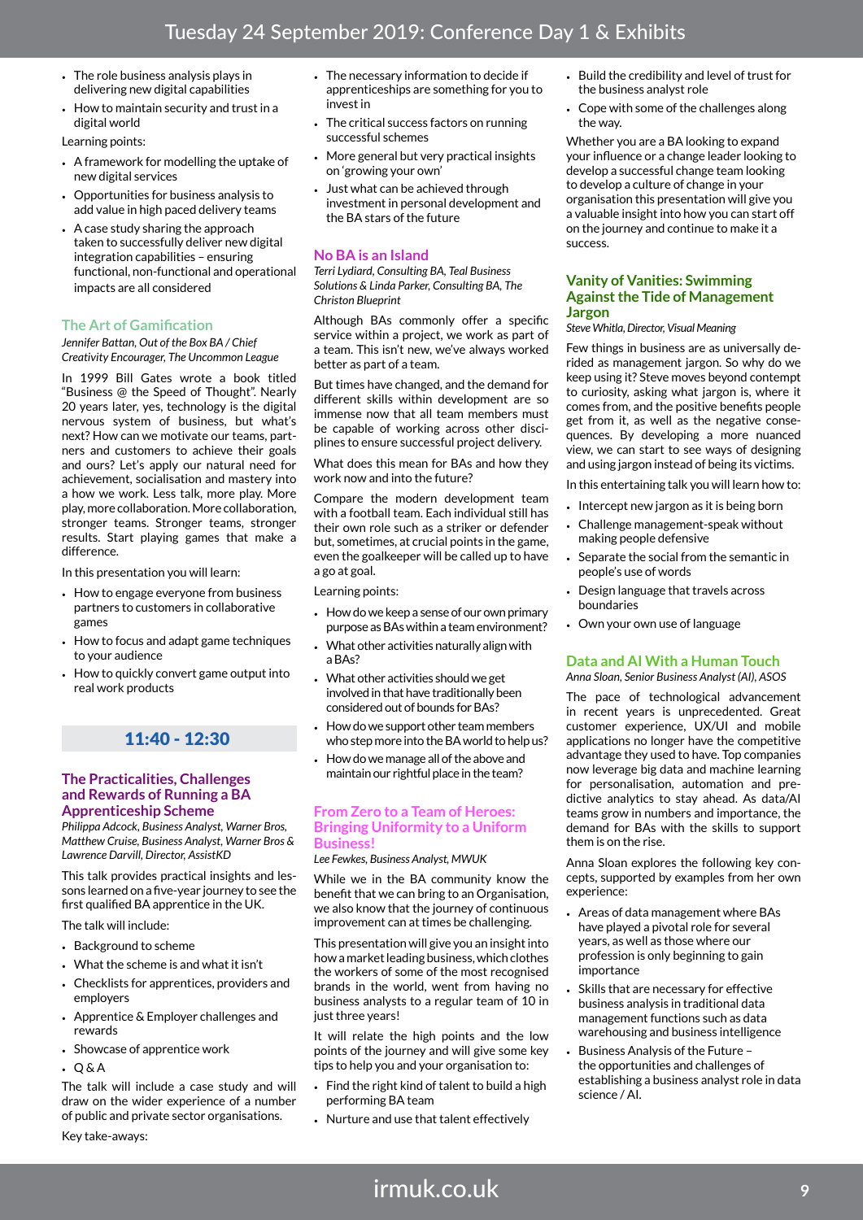- The role business analysis plays in delivering new digital capabilities
- How to maintain security and trust in a digital world

Learning points:

- A framework for modelling the uptake of new digital services
- Opportunities for business analysis to add value in high paced delivery teams
- A case study sharing the approach taken to successfully deliver new digital integration capabilities – ensuring functional, non-functional and operational impacts are all considered

### The Art of Gamification

*Jennifer Battan, Out of the Box BA / Chief Creativity Encourager, The Uncommon League*

In 1999 Bill Gates wrote a book titled "Business @ the Speed of Thought". Nearly 20 years later, yes, technology is the digital nervous system of business, but what's next? How can we motivate our teams, partners and customers to achieve their goals and ours? Let's apply our natural need for achievement, socialisation and mastery into a how we work. Less talk, more play. More play, more collaboration. More collaboration, stronger teams. Stronger teams, stronger results. Start playing games that make a difference.

In this presentation you will learn:

- How to engage everyone from business partners to customers in collaborative games
- How to focus and adapt game techniques to your audience
- How to quickly convert game output into real work products

## 11:40 - 12:30

### The Practicalities, Challenges and Rewards of Running a BA Apprenticeship Scheme

*Philippa Adcock, Business Analyst, Warner Bros, Matthew Cruise, Business Analyst, Warner Bros & Lawrence Darvill, Director, AssistKD*

This talk provides practical insights and lessons learned on a five-year journey to see the first qualified BA apprentice in the UK.

The talk will include:

- Background to scheme
- What the scheme is and what it isn't
- Checklists for apprentices, providers and employers
- Apprentice & Employer challenges and rewards
- Showcase of apprentice work
- Q & A

The talk will include a case study and will draw on the wider experience of a number of public and private sector organisations.

Key take-aways:

- The necessary information to decide if apprenticeships are something for you to invest in
- The critical success factors on running successful schemes
- More general but very practical insights on 'growing your own'
- Just what can be achieved through investment in personal development and the BA stars of the future

### No BA is an Island

*Terri Lydiard, Consulting BA, Teal Business Solutions & Linda Parker, Consulting BA, The Christon Blueprint*

Although BAs commonly offer a specific service within a project, we work as part of a team. This isn't new, we've always worked better as part of a team.

But times have changed, and the demand for different skills within development are so immense now that all team members must be capable of working across other disciplines to ensure successful project delivery.

What does this mean for BAs and how they work now and into the future?

Compare the modern development team with a football team. Each individual still has their own role such as a striker or defender but, sometimes, at crucial points in the game, even the goalkeeper will be called up to have a go at goal.

Learning points:

- How do we keep a sense of our own primary purpose as BAs within a team environment?
- What other activities naturally align with a BAs?
- What other activities should we get involved in that have traditionally been considered out of bounds for BAs?
- How do we support other team members who step more into the BA world to help us?
- How do we manage all of the above and maintain our rightful place in the team?

### From Zero to a Team of Heroes: Bringing Uniformity to a Uniform Business!

*Lee Fewkes, Business Analyst, MWUK*

While we in the BA community know the benefit that we can bring to an Organisation, we also know that the journey of continuous improvement can at times be challenging.

This presentation will give you an insight into how a market leading business, which clothes the workers of some of the most recognised brands in the world, went from having no business analysts to a regular team of 10 in just three years!

It will relate the high points and the low points of the journey and will give some key tips to help you and your organisation to:

- Find the right kind of talent to build a high performing BA team
- Nurture and use that talent effectively
- Build the credibility and level of trust for the business analyst role
- Cope with some of the challenges along the way.

Whether you are a BA looking to expand your influence or a change leader looking to develop a successful change team looking to develop a culture of change in your organisation this presentation will give you a valuable insight into how you can start off on the journey and continue to make it a success.

### Vanity of Vanities: Swimming Against the Tide of Management Jargon

*Steve Whitla, Director, Visual Meaning*

Few things in business are as universally derided as management jargon. So why do we keep using it? Steve moves beyond contempt to curiosity, asking what jargon is, where it comes from, and the positive benefits people get from it, as well as the negative consequences. By developing a more nuanced view, we can start to see ways of designing and using jargon instead of being its victims.

In this entertaining talk you will learn how to:

- Intercept new jargon as it is being born
- Challenge management-speak without making people defensive
- Separate the social from the semantic in people's use of words
- Design language that travels across boundaries
- Own your own use of language

### Data and AI With a Human Touch

*Anna Sloan, Senior Business Analyst (AI), ASOS*

The pace of technological advancement in recent years is unprecedented. Great customer experience, UX/UI and mobile applications no longer have the competitive advantage they used to have. Top companies now leverage big data and machine learning for personalisation, automation and predictive analytics to stay ahead. As data/AI teams grow in numbers and importance, the demand for BAs with the skills to support them is on the rise.

Anna Sloan explores the following key concepts, supported by examples from her own experience:

- Areas of data management where BAs have played a pivotal role for several years, as well as those where our profession is only beginning to gain importance
- Skills that are necessary for effective business analysis in traditional data management functions such as data warehousing and business intelligence
- Business Analysis of the Future – the opportunities and challenges of establishing a business analyst role in data science / AI.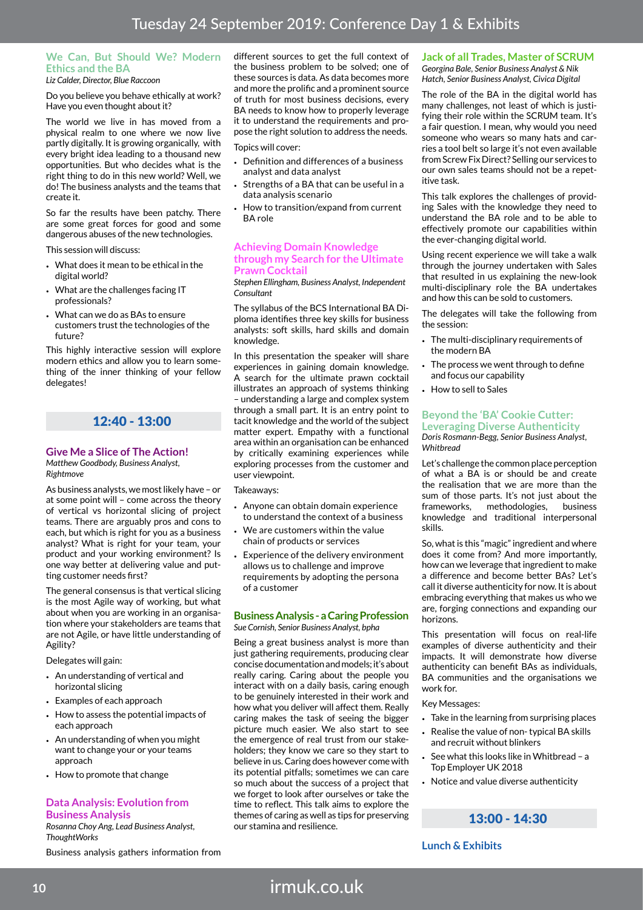# Tuesday 24 September 2019: Conference Day 1 & Exhibits

### We Can, But Should We? Modern Ethics and the BA

*Liz Calder, Director, Blue Raccoon*

Do you believe you behave ethically at work? Have you even thought about it?

The world we live in has moved from a physical realm to one where we now live partly digitally. It is growing organically, with every bright idea leading to a thousand new opportunities. But who decides what is the right thing to do in this new world? Well, we do! The business analysts and the teams that create it.

So far the results have been patchy. There are some great forces for good and some dangerous abuses of the new technologies.

This session will discuss:

- What does it mean to be ethical in the digital world?
- What are the challenges facing IT professionals?
- What can we do as BAs to ensure customers trust the technologies of the future?

This highly interactive session will explore modern ethics and allow you to learn something of the inner thinking of your fellow delegates!

## 12:40 - 13:00

### Give Me a Slice of The Action!

*Matthew Goodbody, Business Analyst, Rightmove*

As business analysts, we most likely have – or at some point will – come across the theory of vertical vs horizontal slicing of project teams. There are arguably pros and cons to each, but which is right for you as a business analyst? What is right for your team, your product and your working environment? Is one way better at delivering value and putting customer needs first?

The general consensus is that vertical slicing is the most Agile way of working, but what about when you are working in an organisation where your stakeholders are teams that are not Agile, or have little understanding of Agility?

Delegates will gain:

- An understanding of vertical and horizontal slicing
- Examples of each approach
- How to assess the potential impacts of each approach
- An understanding of when you might want to change your or your teams approach
- How to promote that change

### Data Analysis: Evolution from Business Analysis

*Rosanna Choy Ang, Lead Business Analyst, ThoughtWorks*

Business analysis gathers information from different sources to get the full context of the business problem to be solved; one of these sources is data. As data becomes more and more the prolific and a prominent source of truth for most business decisions, every BA needs to know how to properly leverage it to understand the requirements and propose the right solution to address the needs.

Topics will cover:

- Definition and differences of a business analyst and data analyst
- Strengths of a BA that can be useful in a data analysis scenario
- How to transition/expand from current BA role

### Achieving Domain Knowledge through my Search for the Ultimate Prawn Cocktail

*Stephen Ellingham, Business Analyst, Independent Consultant*

The syllabus of the BCS International BA Diploma identifies three key skills for business analysts: soft skills, hard skills and domain knowledge.

In this presentation the speaker will share experiences in gaining domain knowledge. A search for the ultimate prawn cocktail illustrates an approach of systems thinking – understanding a large and complex system through a small part. It is an entry point to tacit knowledge and the world of the subject matter expert. Empathy with a functional area within an organisation can be enhanced by critically examining experiences while exploring processes from the customer and user viewpoint.

Takeaways:

- Anyone can obtain domain experience to understand the context of a business
- We are customers within the value chain of products or services
- Experience of the delivery environment allows us to challenge and improve requirements by adopting the persona of a customer

### Business Analysis - a Caring Profession

*Sue Cornish, Senior Business Analyst, bpha*

Being a great business analyst is more than just gathering requirements, producing clear concise documentation and models; it's about really caring. Caring about the people you interact with on a daily basis, caring enough to be genuinely interested in their work and how what you deliver will affect them. Really caring makes the task of seeing the bigger picture much easier. We also start to see the emergence of real trust from our stakeholders; they know we care so they start to believe in us. Caring does however come with its potential pitfalls; sometimes we can care so much about the success of a project that we forget to look after ourselves or take the time to reflect. This talk aims to explore the themes of caring as well as tips for preserving our stamina and resilience.

### Jack of all Trades, Master of SCRUM

*Georgina Bale, Senior Business Analyst & Nik Hatch, Senior Business Analyst, Civica Digital*

The role of the BA in the digital world has many challenges, not least of which is justifying their role within the SCRUM team. It's a fair question. I mean, why would you need someone who wears so many hats and carries a tool belt so large it's not even available from Screw Fix Direct? Selling our services to our own sales teams should not be a repetitive task.

This talk explores the challenges of providing Sales with the knowledge they need to understand the BA role and to be able to effectively promote our capabilities within the ever-changing digital world.

Using recent experience we will take a walk through the journey undertaken with Sales that resulted in us explaining the new-look multi-disciplinary role the BA undertakes and how this can be sold to customers.

The delegates will take the following from the session:

- The multi-disciplinary requirements of the modern BA
- The process we went through to define and focus our capability
- How to sell to Sales

### Beyond the 'BA' Cookie Cutter: Leveraging Diverse Authenticity

*Doris Rosmann-Begg, Senior Business Analyst, Whitbread*

Let's challenge the common place perception of what a BA is or should be and create the realisation that we are more than the sum of those parts. It's not just about the frameworks, methodologies, business knowledge and traditional interpersonal skills.

So, what is this "magic" ingredient and where does it come from? And more importantly, how can we leverage that ingredient to make a difference and become better BAs? Let's call it diverse authenticity for now. It is about embracing everything that makes us who we are, forging connections and expanding our horizons.

This presentation will focus on real-life examples of diverse authenticity and their impacts. It will demonstrate how diverse authenticity can benefit BAs as individuals, BA communities and the organisations we work for.

Key Messages:

- Take in the learning from surprising places
- Realise the value of non- typical BA skills and recruit without blinkers
- See what this looks like in Whitbread – a Top Employer UK 2018
- Notice and value diverse authenticity

## 13:00 - 14:30

### Lunch & Exhibits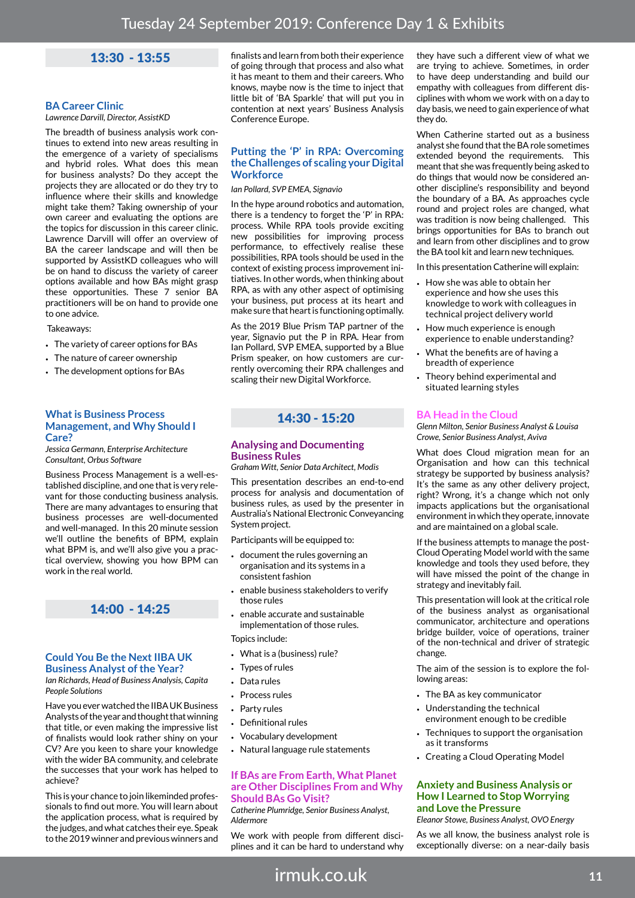# Tuesday 24 September 2019: Conference Day 1 & Exhibits

## 13:30 - 13:55

### BA Career Clinic

*Lawrence Darvill, Director, AssistKD*

The breadth of business analysis work continues to extend into new areas resulting in the emergence of a variety of specialisms and hybrid roles. What does this mean for business analysts? Do they accept the projects they are allocated or do they try to influence where their skills and knowledge might take them? Taking ownership of your own career and evaluating the options are the topics for discussion in this career clinic. Lawrence Darvill will offer an overview of BA the career landscape and will then be supported by AssistKD colleagues who will be on hand to discuss the variety of career options available and how BAs might grasp these opportunities. These 7 senior BA practitioners will be on hand to provide one to one advice.

Takeaways:

- The variety of career options for BAs
- The nature of career ownership
- The development options for BAs

### What is Business Process Management, and Why Should I Care?

*Jessica Germann, Enterprise Architecture Consultant, Orbus Software*

Business Process Management is a well-established discipline, and one that is very relevant for those conducting business analysis. There are many advantages to ensuring that business processes are well-documented and well-managed. In this 20 minute session we'll outline the benefits of BPM, explain what BPM is, and we'll also give you a practical overview, showing you how BPM can work in the real world.

## 14:00 - 14:25

### Could You Be the Next IIBA UK Business Analyst of the Year?

*Ian Richards, Head of Business Analysis, Capita People Solutions*

Have you ever watched the IIBA UK Business Analysts of the year and thought that winning that title, or even making the impressive list of finalists would look rather shiny on your CV? Are you keen to share your knowledge with the wider BA community, and celebrate the successes that your work has helped to achieve?

This is your chance to join likeminded professionals to find out more. You will learn about the application process, what is required by the judges, and what catches their eye. Speak to the 2019 winner and previous winners and finalists and learn from both their experience of going through that process and also what it has meant to them and their careers. Who knows, maybe now is the time to inject that little bit of 'BA Sparkle' that will put you in contention at next years' Business Analysis Conference Europe.

### Putting the 'P' in RPA: Overcoming the Challenges of scaling your Digital Workforce

*Ian Pollard, SVP EMEA, Signavio*

In the hype around robotics and automation, there is a tendency to forget the 'P' in RPA: process. While RPA tools provide exciting new possibilities for improving process performance, to effectively realise these possibilities, RPA tools should be used in the context of existing process improvement initiatives. In other words, when thinking about RPA, as with any other aspect of optimising your business, put process at its heart and make sure that heart is functioning optimally.

As the 2019 Blue Prism TAP partner of the year, Signavio put the P in RPA. Hear from Ian Pollard, SVP EMEA, supported by a Blue Prism speaker, on how customers are currently overcoming their RPA challenges and scaling their new Digital Workforce.

## 14:30 - 15:20

### Analysing and Documenting Business Rules

*Graham Witt, Senior Data Architect, Modis*

This presentation describes an end-to-end process for analysis and documentation of business rules, as used by the presenter in Australia's National Electronic Conveyancing System project.

Participants will be equipped to:

- document the rules governing an organisation and its systems in a consistent fashion
- enable business stakeholders to verify those rules
- enable accurate and sustainable implementation of those rules.

Topics include:

- What is a (business) rule?
- Types of rules
- Data rules
- Process rules
- Party rules
- Definitional rules
- Vocabulary development
- Natural language rule statements

### If BAs are From Earth, What Planet are Other Disciplines From and Why Should BAs Go Visit?

*Catherine Plumridge, Senior Business Analyst, Aldermore*

We work with people from different disciplines and it can be hard to understand why they have such a different view of what we are trying to achieve. Sometimes, in order to have deep understanding and build our empathy with colleagues from different disciplines with whom we work with on a day to day basis, we need to gain experience of what they do.

When Catherine started out as a business analyst she found that the BA role sometimes extended beyond the requirements. This meant that she was frequently being asked to do things that would now be considered another discipline's responsibility and beyond the boundary of a BA. As approaches cycle round and project roles are changed, what was tradition is now being challenged. This brings opportunities for BAs to branch out and learn from other disciplines and to grow the BA tool kit and learn new techniques.

In this presentation Catherine will explain:

- How she was able to obtain her experience and how she uses this knowledge to work with colleagues in technical project delivery world
- How much experience is enough experience to enable understanding?
- What the benefits are of having a breadth of experience
- Theory behind experimental and situated learning styles

### BA Head in the Cloud

*Glenn Milton, Senior Business Analyst & Louisa Crowe, Senior Business Analyst, Aviva*

What does Cloud migration mean for an Organisation and how can this technical strategy be supported by business analysis? It's the same as any other delivery project, right? Wrong, it's a change which not only impacts applications but the organisational environment in which they operate, innovate and are maintained on a global scale.

If the business attempts to manage the post-Cloud Operating Model world with the same knowledge and tools they used before, they will have missed the point of the change in strategy and inevitably fail.

This presentation will look at the critical role of the business analyst as organisational communicator, architecture and operations bridge builder, voice of operations, trainer of the non-technical and driver of strategic change.

The aim of the session is to explore the following areas:

- The BA as key communicator
- Understanding the technical environment enough to be credible
- Techniques to support the organisation as it transforms
- Creating a Cloud Operating Model

### Anxiety and Business Analysis or How I Learned to Stop Worrying and Love the Pressure

*Eleanor Stowe, Business Analyst, OVO Energy*

As we all know, the business analyst role is exceptionally diverse: on a near-daily basis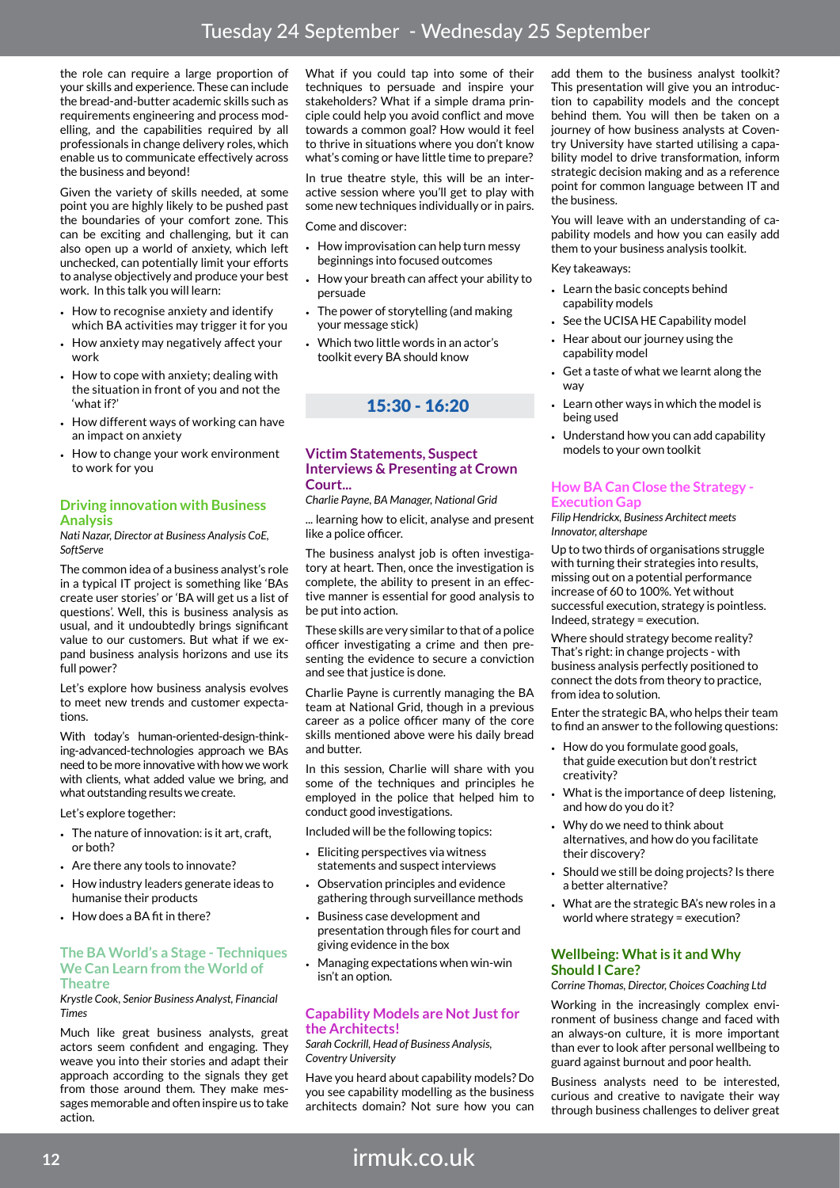the role can require a large proportion of your skills and experience. These can include the bread-and-butter academic skills such as requirements engineering and process modelling, and the capabilities required by all professionals in change delivery roles, which enable us to communicate effectively across the business and beyond!

Given the variety of skills needed, at some point you are highly likely to be pushed past the boundaries of your comfort zone. This can be exciting and challenging, but it can also open up a world of anxiety, which left unchecked, can potentially limit your efforts to analyse objectively and produce your best work. In this talk you will learn:

- How to recognise anxiety and identify which BA activities may trigger it for you
- How anxiety may negatively affect your work
- How to cope with anxiety; dealing with the situation in front of you and not the 'what if?'
- How different ways of working can have an impact on anxiety
- How to change your work environment to work for you

### Driving innovation with Business Analysis

*Nati Nazar, Director at Business Analysis CoE, SoftServe*

The common idea of a business analyst's role in a typical IT project is something like 'BAs create user stories' or 'BA will get us a list of questions'. Well, this is business analysis as usual, and it undoubtedly brings significant value to our customers. But what if we expand business analysis horizons and use its full power?

Let's explore how business analysis evolves to meet new trends and customer expectations.

With today's human-oriented-design-thinking-advanced-technologies approach we BAs need to be more innovative with how we work with clients, what added value we bring, and what outstanding results we create.

Let's explore together:

- The nature of innovation: is it art, craft, or both?
- Are there any tools to innovate?
- How industry leaders generate ideas to humanise their products
- How does a BA fit in there?

### The BA World's a Stage - Techniques We Can Learn from the World of Theatre

*Krystle Cook, Senior Business Analyst, Financial Times*

Much like great business analysts, great actors seem confident and engaging. They weave you into their stories and adapt their approach according to the signals they get from those around them. They make messages memorable and often inspire us to take action.

What if you could tap into some of their techniques to persuade and inspire your stakeholders? What if a simple drama principle could help you avoid conflict and move towards a common goal? How would it feel to thrive in situations where you don't know what's coming or have little time to prepare?

In true theatre style, this will be an interactive session where you'll get to play with some new techniques individually or in pairs.

Come and discover:

- How improvisation can help turn messy beginnings into focused outcomes
- How your breath can affect your ability to persuade
- The power of storytelling (and making your message stick)
- Which two little words in an actor's toolkit every BA should know

## 15:30 - 16:20

### Victim Statements, Suspect Interviews & Presenting at Crown Court...

*Charlie Payne, BA Manager, National Grid*

... learning how to elicit, analyse and present like a police officer.

The business analyst job is often investigatory at heart. Then, once the investigation is complete, the ability to present in an effective manner is essential for good analysis to be put into action.

These skills are very similar to that of a police officer investigating a crime and then presenting the evidence to secure a conviction and see that justice is done.

Charlie Payne is currently managing the BA team at National Grid, though in a previous career as a police officer many of the core skills mentioned above were his daily bread and butter.

In this session, Charlie will share with you some of the techniques and principles he employed in the police that helped him to conduct good investigations.

Included will be the following topics:

- Eliciting perspectives via witness statements and suspect interviews
- Observation principles and evidence gathering through surveillance methods
- Business case development and presentation through files for court and giving evidence in the box
- Managing expectations when win-win isn't an option.

### Capability Models are Not Just for the Architects!

*Sarah Cockrill, Head of Business Analysis, Coventry University*

Have you heard about capability models? Do you see capability modelling as the business architects domain? Not sure how you can add them to the business analyst toolkit? This presentation will give you an introduction to capability models and the concept behind them. You will then be taken on a journey of how business analysts at Coventry University have started utilising a capability model to drive transformation, inform strategic decision making and as a reference point for common language between IT and the business.

You will leave with an understanding of capability models and how you can easily add them to your business analysis toolkit.

Key takeaways:

- Learn the basic concepts behind capability models
- See the UCISA HE Capability model
- Hear about our journey using the capability model
- Get a taste of what we learnt along the way
- Learn other ways in which the model is being used
- Understand how you can add capability models to your own toolkit

### How BA Can Close the Strategy - Execution Gap

*Filip Hendrickx, Business Architect meets Innovator, altershape*

Up to two thirds of organisations struggle with turning their strategies into results, missing out on a potential performance increase of 60 to 100%. Yet without successful execution, strategy is pointless. Indeed, strategy = execution.

Where should strategy become reality? That's right: in change projects - with business analysis perfectly positioned to connect the dots from theory to practice, from idea to solution.

Enter the strategic BA, who helps their team to find an answer to the following questions:

- How do you formulate good goals, that guide execution but don't restrict creativity?
- What is the importance of deep listening, and how do you do it?
- Why do we need to think about alternatives, and how do you facilitate their discovery?
- Should we still be doing projects? Is there a better alternative?
- What are the strategic BA's new roles in a world where strategy = execution?

### Wellbeing: What is it and Why Should I Care?

*Corrine Thomas, Director, Choices Coaching Ltd*

Working in the increasingly complex environment of business change and faced with an always-on culture, it is more important than ever to look after personal wellbeing to guard against burnout and poor health.

Business analysts need to be interested, curious and creative to navigate their way through business challenges to deliver great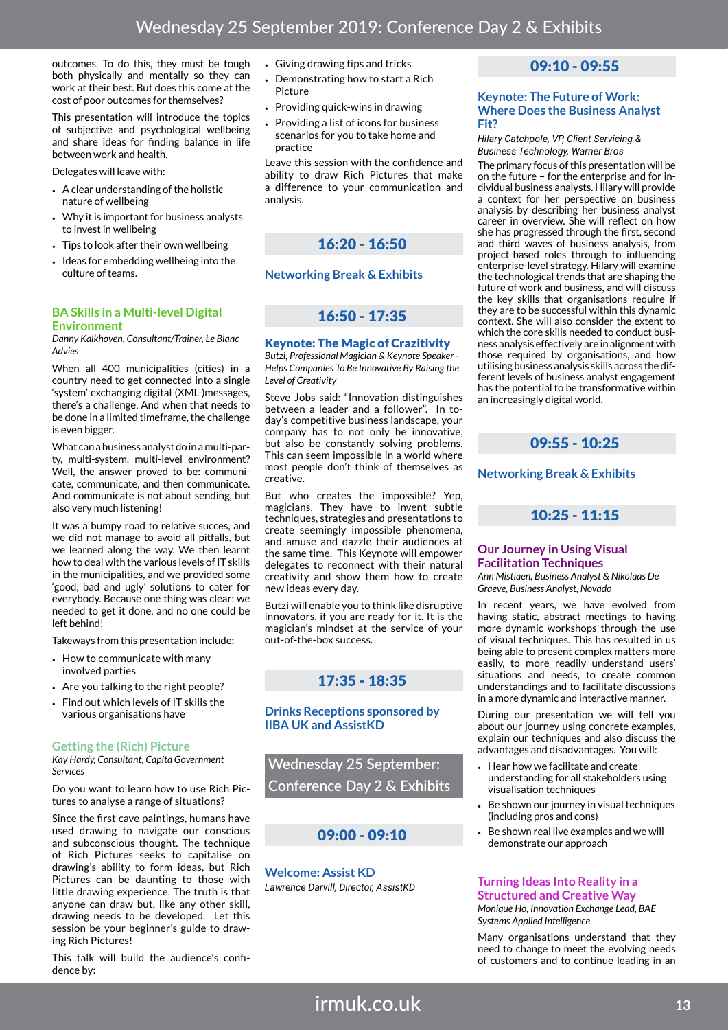outcomes. To do this, they must be tough both physically and mentally so they can work at their best. But does this come at the cost of poor outcomes for themselves?

This presentation will introduce the topics of subjective and psychological wellbeing and share ideas for finding balance in life between work and health.

Delegates will leave with:

- A clear understanding of the holistic nature of wellbeing
- Why it is important for business analysts to invest in wellbeing
- Tips to look after their own wellbeing
- Ideas for embedding wellbeing into the culture of teams.

### BA Skills in a Multi-level Digital Environment

*Danny Kalkhoven, Consultant/Trainer, Le Blanc Advies*

When all 400 municipalities (cities) in a country need to get connected into a single 'system' exchanging digital (XML-)messages, there's a challenge. And when that needs to be done in a limited timeframe, the challenge is even bigger.

What can a business analyst do in a multi-party, multi-system, multi-level environment? Well, the answer proved to be: communicate, communicate, and then communicate. And communicate is not about sending, but also very much listening!

It was a bumpy road to relative succes, and we did not manage to avoid all pitfalls, but we learned along the way. We then learnt how to deal with the various levels of IT skills in the municipalities, and we provided some 'good, bad and ugly' solutions to cater for everybody. Because one thing was clear: we needed to get it done, and no one could be left behind!

Takeways from this presentation include:

- How to communicate with many involved parties
- Are you talking to the right people?
- Find out which levels of IT skills the various organisations have

### Getting the (Rich) Picture

*Kay Hardy, Consultant, Capita Government Services*

Do you want to learn how to use Rich Pictures to analyse a range of situations?

Since the first cave paintings, humans have used drawing to navigate our conscious and subconscious thought. The technique of Rich Pictures seeks to capitalise on drawing's ability to form ideas, but Rich Pictures can be daunting to those with little drawing experience. The truth is that anyone can draw but, like any other skill, drawing needs to be developed. Let this session be your beginner's guide to drawing Rich Pictures!

This talk will build the audience's confidence by:

- Giving drawing tips and tricks
- Demonstrating how to start a Rich Picture
- Providing quick-wins in drawing
- Providing a list of icons for business scenarios for you to take home and practice

Leave this session with the confidence and ability to draw Rich Pictures that make a difference to your communication and analysis.

## 16:20 - 16:50

### Networking Break & Exhibits

## 16:50 - 17:35

### Keynote: The Magic of Crazitivity

*Butzi, Professional Magician & Keynote Speaker - Helps Companies To Be Innovative By Raising the Level of Creativity*

Steve Jobs said: "Innovation distinguishes between a leader and a follower". In today's competitive business landscape, your company has to not only be innovative, but also be constantly solving problems. This can seem impossible in a world where most people don't think of themselves as creative.

But who creates the impossible? Yep, magicians. They have to invent subtle techniques, strategies and presentations to create seemingly impossible phenomena, and amuse and dazzle their audiences at the same time. This Keynote will empower delegates to reconnect with their natural creativity and show them how to create new ideas every day.

Butzi will enable you to think like disruptive innovators, if you are ready for it. It is the magician's mindset at the service of your out-of-the-box success.

## 17:35 - 18:35

### Drinks Receptions sponsored by IIBA UK and AssistKD

# Wednesday 25 September: Conference Day 2 & Exhibits

## 09:00 - 09:10

### Welcome: Assist KD

*Lawrence Darvill, Director, AssistKD*

## 09:10 - 09:55

### Keynote: The Future of Work: Where Does the Business Analyst Fit?

*Hilary Catchpole, VP, Client Servicing & Business Technology, Warner Bros*

The primary focus of this presentation will be on the future – for the enterprise and for individual business analysts. Hilary will provide a context for her perspective on business analysis by describing her business analyst career in overview. She will reflect on how she has progressed through the first, second and third waves of business analysis, from project-based roles through to influencing enterprise-level strategy. Hilary will examine the technological trends that are shaping the future of work and business, and will discuss the key skills that organisations require if they are to be successful within this dynamic context. She will also consider the extent to which the core skills needed to conduct business analysis effectively are in alignment with those required by organisations, and how utilising business analysis skills across the different levels of business analyst engagement has the potential to be transformative within an increasingly digital world.

## 09:55 - 10:25

### Networking Break & Exhibits

## 10:25 - 11:15

### Our Journey in Using Visual Facilitation Techniques

*Ann Mistiaen, Business Analyst & Nikolaas De Graeve, Business Analyst, Novado*

In recent years, we have evolved from having static, abstract meetings to having more dynamic workshops through the use of visual techniques. This has resulted in us being able to present complex matters more easily, to more readily understand users' situations and needs, to create common understandings and to facilitate discussions in a more dynamic and interactive manner.

During our presentation we will tell you about our journey using concrete examples, explain our techniques and also discuss the advantages and disadvantages. You will:

- Hear how we facilitate and create understanding for all stakeholders using visualisation techniques
- Be shown our journey in visual techniques (including pros and cons)
- Be shown real live examples and we will demonstrate our approach

### Turning Ideas Into Reality in a Structured and Creative Way

*Monique Ho, Innovation Exchange Lead, BAE Systems Applied Intelligence*

Many organisations understand that they need to change to meet the evolving needs of customers and to continue leading in an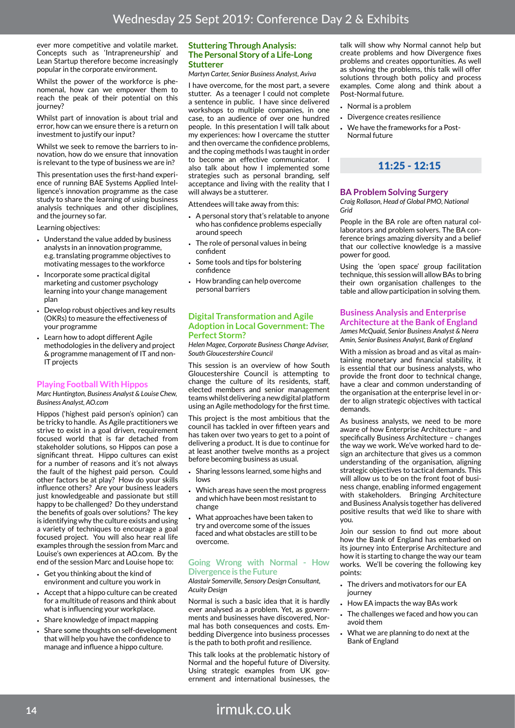ever more competitive and volatile market. Concepts such as 'Intrapreneurship' and Lean Startup therefore become increasingly popular in the corporate environment.

Whilst the power of the workforce is phenomenal, how can we empower them to reach the peak of their potential on this journey?

Whilst part of innovation is about trial and error, how can we ensure there is a return on investment to justify our input?

Whilst we seek to remove the barriers to innovation, how do we ensure that innovation is relevant to the type of business we are in?

This presentation uses the first-hand experience of running BAE Systems Applied Intelligence's innovation programme as the case study to share the learning of using business analysis techniques and other disciplines, and the journey so far.

Learning objectives:

- Understand the value added by business analysts in an innovation programme, e.g. translating programme objectives to motivating messages to the workforce
- Incorporate some practical digital marketing and customer psychology learning into your change management plan
- Develop robust objectives and key results (OKRs) to measure the effectiveness of your programme
- Learn how to adopt different Agile methodologies in the delivery and project & programme management of IT and non-IT projects

### Playing Football With Hippos

*Marc Huntington, Business Analyst & Louise Chew, Business Analyst, AO.com*

Hippos ('highest paid person's opinion') can be tricky to handle. As Agile practitioners we strive to exist in a goal driven, requirement focused world that is far detached from stakeholder solutions, so Hippos can pose a significant threat. Hippo cultures can exist for a number of reasons and it's not always the fault of the highest paid person. Could other factors be at play? How do your skills influence others? Are your business leaders just knowledgeable and passionate but still happy to be challenged? Do they understand the benefits of goals over solutions? The key is identifying why the culture exists and using a variety of techniques to encourage a goal focused project. You will also hear real life examples through the session from Marc and Louise's own experiences at AO.com. By the end of the session Marc and Louise hope to:

- Get you thinking about the kind of environment and culture you work in
- Accept that a hippo culture can be created for a multitude of reasons and think about what is influencing your workplace.
- Share knowledge of impact mapping
- Share some thoughts on self-development that will help you have the confidence to manage and influence a hippo culture.

### Stuttering Through Analysis: The Personal Story of a Life-Long Stutterer

*Martyn Carter, Senior Business Analyst, Aviva*

I have overcome, for the most part, a severe stutter. As a teenager I could not complete a sentence in public. I have since delivered workshops to multiple companies, in one case, to an audience of over one hundred people. In this presentation I will talk about my experiences: how I overcame the stutter and then overcame the confidence problems, and the coping methods I was taught in order to become an effective communicator. I also talk about how I implemented some strategies such as personal branding, self acceptance and living with the reality that I will always be a stutterer.

Attendees will take away from this:

- A personal story that's relatable to anyone who has confidence problems especially around speech
- The role of personal values in being confident
- Some tools and tips for bolstering confidence
- How branding can help overcome personal barriers

### Digital Transformation and Agile Adoption in Local Government: The Perfect Storm?

*Helen Magee, Corporate Business Change Adviser, South Gloucestershire Council*

This session is an overview of how South Gloucestershire Council is attempting to change the culture of its residents, staff, elected members and senior management teams whilst delivering a new digital platform using an Agile methodology for the first time.

This project is the most ambitious that the council has tackled in over fifteen years and has taken over two years to get to a point of delivering a product. It is due to continue for at least another twelve months as a project before becoming business as usual.

- Sharing lessons learned, some highs and lows
- Which areas have seen the most progress and which have been most resistant to change
- What approaches have been taken to try and overcome some of the issues faced and what obstacles are still to be overcome.

### Going Wrong with Normal - How Divergence is the Future

*Alastair Somerville, Sensory Design Consultant, Acuity Design*

Normal is such a basic idea that it is hardly ever analysed as a problem. Yet, as governments and businesses have discovered, Normal has both consequences and costs. Embedding Divergence into business processes is the path to both profit and resilience.

This talk looks at the problematic history of Normal and the hopeful future of Diversity. Using strategic examples from UK government and international businesses, the talk will show why Normal cannot help but create problems and how Divergence fixes problems and creates opportunities. As well as showing the problems, this talk will offer solutions through both policy and process examples. Come along and think about a Post-Normal future.

- Normal is a problem
- Divergence creates resilience
- We have the frameworks for a Post-Normal future

## 11:25 - 12:15

### BA Problem Solving Surgery

*Craig Rollason, Head of Global PMO, National Grid*

People in the BA role are often natural collaborators and problem solvers. The BA conference brings amazing diversity and a belief that our collective knowledge is a massive power for good.

Using the 'open space' group facilitation technique, this session will allow BAs to bring their own organisation challenges to the table and allow participation in solving them.

### Business Analysis and Enterprise Architecture at the Bank of England

*James McQuaid, Senior Business Analyst & Neera Amin, Senior Business Analyst, Bank of England*

With a mission as broad and as vital as maintaining monetary and financial stability, it is essential that our business analysts, who provide the front door to technical change, have a clear and common understanding of the organisation at the enterprise level in order to align strategic objectives with tactical demands.

As business analysts, we need to be more aware of how Enterprise Architecture – and specifically Business Architecture – changes the way we work. We've worked hard to design an architecture that gives us a common understanding of the organisation, aligning strategic objectives to tactical demands. This will allow us to be on the front foot of business change, enabling informed engagement with stakeholders. Bringing Architecture and Business Analysis together has delivered positive results that we'd like to share with you.

Join our session to find out more about how the Bank of England has embarked on its journey into Enterprise Architecture and how it is starting to change the way our team works. We'll be covering the following key points:

- The drivers and motivators for our EA journey
- How EA impacts the way BAs work
- The challenges we faced and how you can avoid them
- What we are planning to do next at the Bank of England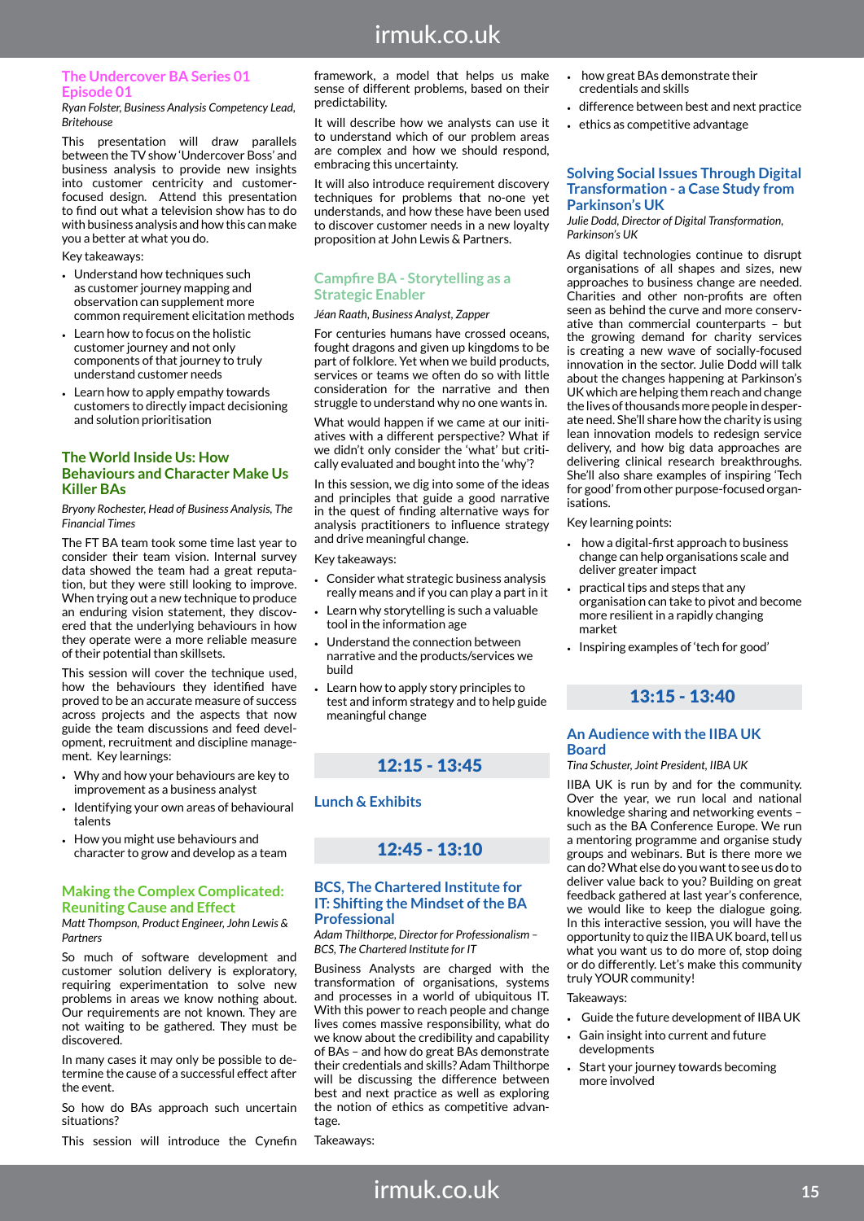### The Undercover BA Series 01 Episode 01

*Ryan Folster, Business Analysis Competency Lead, Britehouse*

This presentation will draw parallels between the TV show 'Undercover Boss' and business analysis to provide new insights into customer centricity and customer-focused design. Attend this presentation to find out what a television show has to do with business analysis and how this can make you a better at what you do.

Key takeaways:

- Understand how techniques such as customer journey mapping and observation can supplement more common requirement elicitation methods
- Learn how to focus on the holistic customer journey and not only components of that journey to truly understand customer needs
- Learn how to apply empathy towards customers to directly impact decisioning and solution prioritisation

### The World Inside Us: How Behaviours and Character Make Us Killer BAs

*Bryony Rochester, Head of Business Analysis, The Financial Times*

The FT BA team took some time last year to consider their team vision. Internal survey data showed the team had a great reputation, but they were still looking to improve. When trying out a new technique to produce an enduring vision statement, they discovered that the underlying behaviours in how they operate were a more reliable measure of their potential than skillsets.

This session will cover the technique used, how the behaviours they identified have proved to be an accurate measure of success across projects and the aspects that now guide the team discussions and feed development, recruitment and discipline management. Key learnings:

- Why and how your behaviours are key to improvement as a business analyst
- Identifying your own areas of behavioural talents
- How you might use behaviours and character to grow and develop as a team

### Making the Complex Complicated: Reuniting Cause and Effect

*Matt Thompson, Product Engineer, John Lewis & Partners*

So much of software development and customer solution delivery is exploratory, requiring experimentation to solve new problems in areas we know nothing about. Our requirements are not known. They are not waiting to be gathered. They must be discovered.

In many cases it may only be possible to determine the cause of a successful effect after the event.

So how do BAs approach such uncertain situations?

This session will introduce the Cynefin framework, a model that helps us make sense of different problems, based on their predictability.

It will describe how we analysts can use it to understand which of our problem areas are complex and how we should respond, embracing this uncertainty.

It will also introduce requirement discovery techniques for problems that no-one yet understands, and how these have been used to discover customer needs in a new loyalty proposition at John Lewis & Partners.

### Campfire BA - Storytelling as a Strategic Enabler

*Jéan Raath, Business Analyst, Zapper*

For centuries humans have crossed oceans, fought dragons and given up kingdoms to be part of folklore. Yet when we build products, services or teams we often do so with little consideration for the narrative and then struggle to understand why no one wants in.

What would happen if we came at our initiatives with a different perspective? What if we didn't only consider the 'what' but critically evaluated and bought into the 'why'?

In this session, we dig into some of the ideas and principles that guide a good narrative in the quest of finding alternative ways for analysis practitioners to influence strategy and drive meaningful change.

Key takeaways:

- Consider what strategic business analysis really means and if you can play a part in it
- Learn why storytelling is such a valuable tool in the information age
- Understand the connection between narrative and the products/services we build
- Learn how to apply story principles to test and inform strategy and to help guide meaningful change

## 12:15 - 13:45

### Lunch & Exhibits

## 12:45 - 13:10

### BCS, The Chartered Institute for IT: Shifting the Mindset of the BA Professional

*Adam Thilthorpe, Director for Professionalism – BCS, The Chartered Institute for IT*

Business Analysts are charged with the transformation of organisations, systems and processes in a world of ubiquitous IT. With this power to reach people and change lives comes massive responsibility, what do we know about the credibility and capability of BAs – and how do great BAs demonstrate their credentials and skills? Adam Thilthorpe will be discussing the difference between best and next practice as well as exploring the notion of ethics as competitive advantage.

Takeaways:

- how great BAs demonstrate their credentials and skills
- difference between best and next practice
- ethics as competitive advantage

### Solving Social Issues Through Digital Transformation - a Case Study from Parkinson's UK

*Julie Dodd, Director of Digital Transformation, Parkinson's UK*

As digital technologies continue to disrupt organisations of all shapes and sizes, new approaches to business change are needed. Charities and other non-profits are often seen as behind the curve and more conservative than commercial counterparts – but the growing demand for charity services is creating a new wave of socially-focused innovation in the sector. Julie Dodd will talk about the changes happening at Parkinson's UK which are helping them reach and change the lives of thousands more people in desperate need. She'll share how the charity is using lean innovation models to redesign service delivery, and how big data approaches are delivering clinical research breakthroughs. She'll also share examples of inspiring 'Tech for good' from other purpose-focused organisations.

Key learning points:

- how a digital-first approach to business change can help organisations scale and deliver greater impact
- practical tips and steps that any organisation can take to pivot and become more resilient in a rapidly changing market
- Inspiring examples of 'tech for good'

## 13:15 - 13:40

### An Audience with the IIBA UK Board

*Tina Schuster, Joint President, IIBA UK*

IIBA UK is run by and for the community. Over the year, we run local and national knowledge sharing and networking events – such as the BA Conference Europe. We run a mentoring programme and organise study groups and webinars. But is there more we can do? What else do you want to see us do to deliver value back to you? Building on great feedback gathered at last year's conference, we would like to keep the dialogue going. In this interactive session, you will have the opportunity to quiz the IIBA UK board, tell us what you want us to do more of, stop doing or do differently. Let's make this community truly YOUR community!

Takeaways:

- Guide the future development of IIBA UK
- Gain insight into current and future developments
- Start your journey towards becoming more involved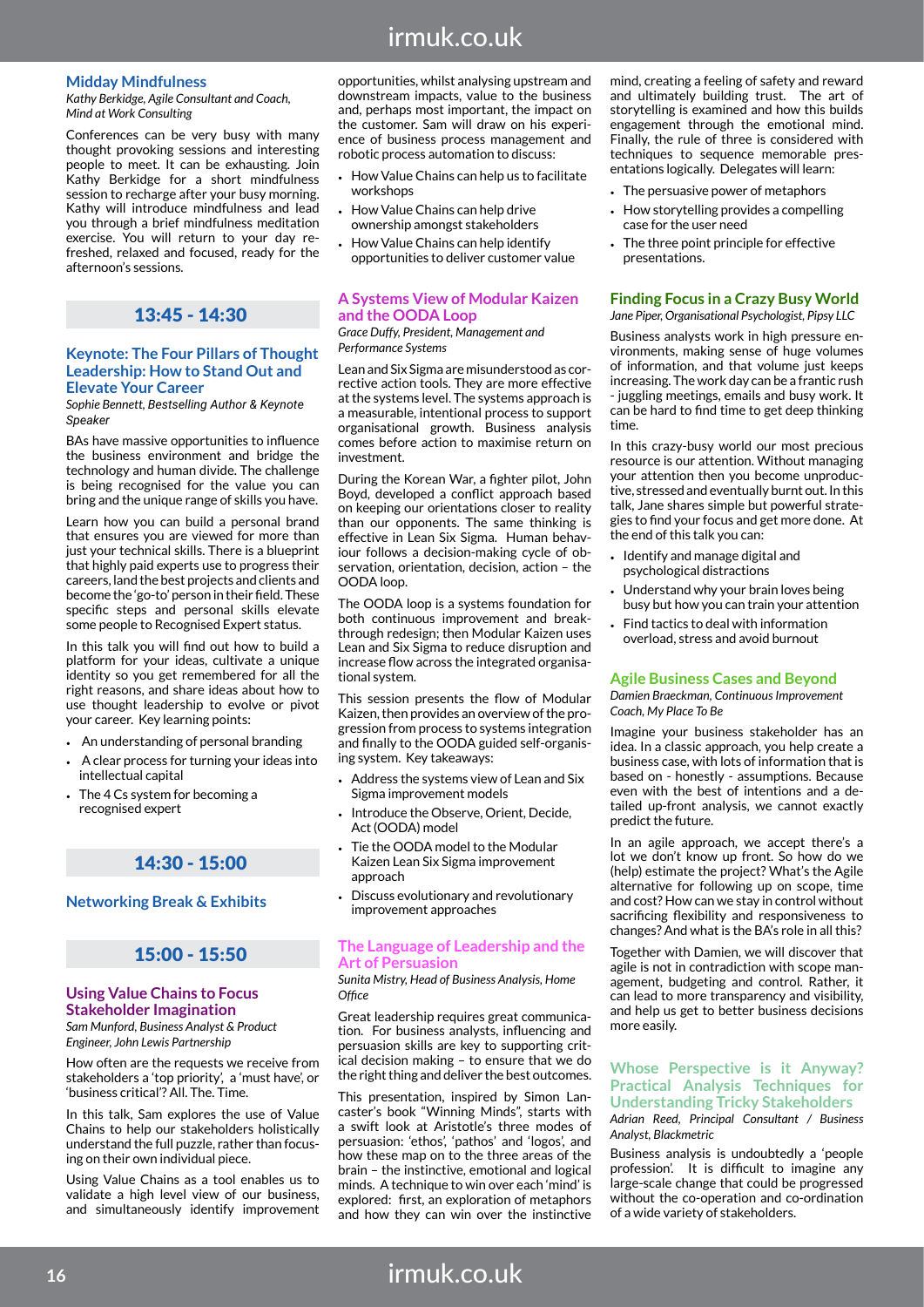### Midday Mindfulness

*Kathy Berkidge, Agile Consultant and Coach, Mind at Work Consulting*

Conferences can be very busy with many thought provoking sessions and interesting people to meet. It can be exhausting. Join Kathy Berkidge for a short mindfulness session to recharge after your busy morning. Kathy will introduce mindfulness and lead you through a brief mindfulness meditation exercise. You will return to your day refreshed, relaxed and focused, ready for the afternoon's sessions.

## 13:45 - 14:30

### Keynote: The Four Pillars of Thought Leadership: How to Stand Out and Elevate Your Career

*Sophie Bennett, Bestselling Author & Keynote Speaker*

BAs have massive opportunities to influence the business environment and bridge the technology and human divide. The challenge is being recognised for the value you can bring and the unique range of skills you have.

Learn how you can build a personal brand that ensures you are viewed for more than just your technical skills. There is a blueprint that highly paid experts use to progress their careers, land the best projects and clients and become the 'go-to' person in their field. These specific steps and personal skills elevate some people to Recognised Expert status.

In this talk you will find out how to build a platform for your ideas, cultivate a unique identity so you get remembered for all the right reasons, and share ideas about how to use thought leadership to evolve or pivot your career. Key learning points:

- An understanding of personal branding
- A clear process for turning your ideas into intellectual capital
- The 4 Cs system for becoming a recognised expert

## 14:30 - 15:00

### Networking Break & Exhibits

## 15:00 - 15:50

### Using Value Chains to Focus Stakeholder Imagination

*Sam Munford, Business Analyst & Product Engineer, John Lewis Partnership*

How often are the requests we receive from stakeholders a 'top priority', a 'must have', or 'business critical'? All. The. Time.

In this talk, Sam explores the use of Value Chains to help our stakeholders holistically understand the full puzzle, rather than focusing on their own individual piece.

Using Value Chains as a tool enables us to validate a high level view of our business, and simultaneously identify improvement opportunities, whilst analysing upstream and downstream impacts, value to the business and, perhaps most important, the impact on the customer. Sam will draw on his experience of business process management and robotic process automation to discuss:

- How Value Chains can help us to facilitate workshops
- How Value Chains can help drive ownership amongst stakeholders
- How Value Chains can help identify opportunities to deliver customer value

### A Systems View of Modular Kaizen and the OODA Loop

*Grace Duffy, President, Management and Performance Systems*

Lean and Six Sigma are misunderstood as corrective action tools. They are more effective at the systems level. The systems approach is a measurable, intentional process to support organisational growth. Business analysis comes before action to maximise return on investment.

During the Korean War, a fighter pilot, John Boyd, developed a conflict approach based on keeping our orientations closer to reality than our opponents. The same thinking is effective in Lean Six Sigma. Human behaviour follows a decision-making cycle of observation, orientation, decision, action – the OODA loop.

The OODA loop is a systems foundation for both continuous improvement and breakthrough redesign; then Modular Kaizen uses Lean and Six Sigma to reduce disruption and increase flow across the integrated organisational system.

This session presents the flow of Modular Kaizen, then provides an overview of the progression from process to systems integration and finally to the OODA guided self-organising system. Key takeaways:

- Address the systems view of Lean and Six Sigma improvement models
- Introduce the Observe, Orient, Decide, Act (OODA) model
- Tie the OODA model to the Modular Kaizen Lean Six Sigma improvement approach
- Discuss evolutionary and revolutionary improvement approaches

### The Language of Leadership and the Art of Persuasion

*Sunita Mistry, Head of Business Analysis, Home Office*

Great leadership requires great communication. For business analysts, influencing and persuasion skills are key to supporting critical decision making – to ensure that we do the right thing and deliver the best outcomes.

This presentation, inspired by Simon Lancaster's book "Winning Minds", starts with a swift look at Aristotle's three modes of persuasion: 'ethos', 'pathos' and 'logos', and how these map on to the three areas of the brain – the instinctive, emotional and logical minds. A technique to win over each 'mind' is explored: first, an exploration of metaphors and how they can win over the instinctive mind, creating a feeling of safety and reward and ultimately building trust. The art of storytelling is examined and how this builds engagement through the emotional mind. Finally, the rule of three is considered with techniques to sequence memorable presentations logically. Delegates will learn:

- The persuasive power of metaphors
- How storytelling provides a compelling case for the user need
- The three point principle for effective presentations.

### Finding Focus in a Crazy Busy World

*Jane Piper, Organisational Psychologist, Pipsy LLC*

Business analysts work in high pressure environments, making sense of huge volumes of information, and that volume just keeps increasing. The work day can be a frantic rush - juggling meetings, emails and busy work. It can be hard to find time to get deep thinking time.

In this crazy-busy world our most precious resource is our attention. Without managing your attention then you become unproductive, stressed and eventually burnt out. In this talk, Jane shares simple but powerful strategies to find your focus and get more done. At the end of this talk you can:

- Identify and manage digital and psychological distractions
- Understand why your brain loves being busy but how you can train your attention
- Find tactics to deal with information overload, stress and avoid burnout

### Agile Business Cases and Beyond

*Damien Braeckman, Continuous Improvement Coach, My Place To Be*

Imagine your business stakeholder has an idea. In a classic approach, you help create a business case, with lots of information that is based on - honestly - assumptions. Because even with the best of intentions and a detailed up-front analysis, we cannot exactly predict the future.

In an agile approach, we accept there's a lot we don't know up front. So how do we (help) estimate the project? What's the Agile alternative for following up on scope, time and cost? How can we stay in control without sacrificing flexibility and responsiveness to changes? And what is the BA's role in all this?

Together with Damien, we will discover that agile is not in contradiction with scope management, budgeting and control. Rather, it can lead to more transparency and visibility, and help us get to better business decisions more easily.

### Whose Perspective is it Anyway? Practical Analysis Techniques for Understanding Tricky Stakeholders

*Adrian Reed, Principal Consultant / Business Analyst, Blackmetric*

Business analysis is undoubtedly a 'people profession'. It is difficult to imagine any large-scale change that could be progressed without the co-operation and co-ordination of a wide variety of stakeholders.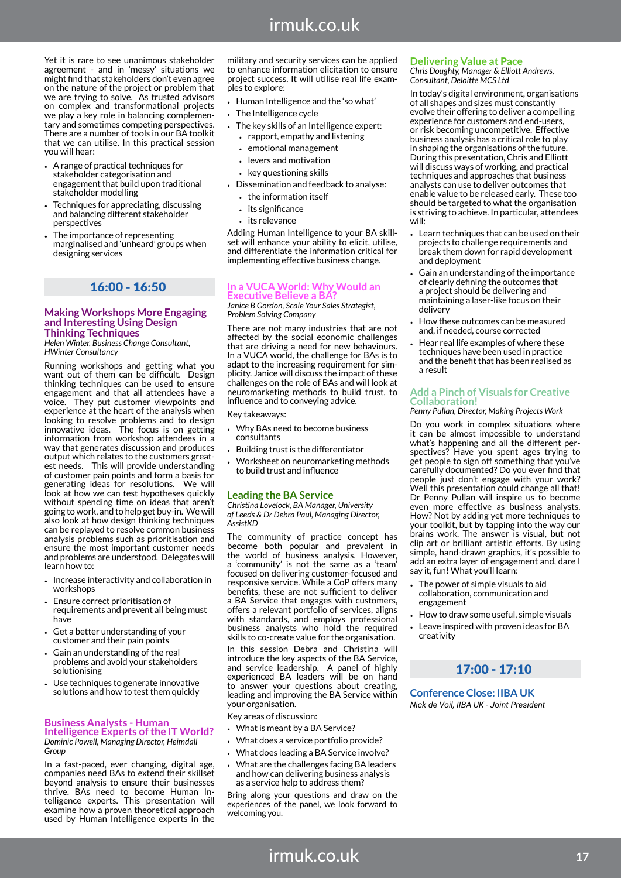Yet it is rare to see unanimous stakeholder agreement - and in 'messy' situations we might find that stakeholders don't even agree on the nature of the project or problem that we are trying to solve. As trusted advisors on complex and transformational projects we play a key role in balancing complementary and sometimes competing perspectives. There are a number of tools in our BA toolkit that we can utilise. In this practical session you will hear:

- A range of practical techniques for stakeholder categorisation and engagement that build upon traditional stakeholder modelling
- Techniques for appreciating, discussing and balancing different stakeholder perspectives
- The importance of representing marginalised and 'unheard' groups when designing services

## 16:00 - 16:50

### Making Workshops More Engaging and Interesting Using Design Thinking Techniques

*Helen Winter, Business Change Consultant, HWinter Consultancy*

Running workshops and getting what you want out of them can be difficult. Design thinking techniques can be used to ensure engagement and that all attendees have a voice. They put customer viewpoints and experience at the heart of the analysis when looking to resolve problems and to design innovative ideas. The focus is on getting information from workshop attendees in a way that generates discussion and produces output which relates to the customers greatest needs. This will provide understanding of customer pain points and form a basis for generating ideas for resolutions. We will look at how we can test hypotheses quickly without spending time on ideas that aren't going to work, and to help get buy-in. We will also look at how design thinking techniques can be replayed to resolve common business analysis problems such as prioritisation and ensure the most important customer needs and problems are understood. Delegates will learn how to:

- Increase interactivity and collaboration in workshops
- Ensure correct prioritisation of requirements and prevent all being must have
- Get a better understanding of your customer and their pain points
- Gain an understanding of the real problems and avoid your stakeholders solutionising
- Use techniques to generate innovative solutions and how to test them quickly

### Business Analysts - Human Intelligence Experts of the IT World?

*Dominic Powell, Managing Director, Heimdall Group*

In a fast-paced, ever changing, digital age, companies need BAs to extend their skillset beyond analysis to ensure their businesses thrive. BAs need to become Human Intelligence experts. This presentation will examine how a proven theoretical approach used by Human Intelligence experts in the military and security services can be applied to enhance information elicitation to ensure project success. It will utilise real life examples to explore:

- Human Intelligence and the 'so what'
- The Intelligence cycle
- The key skills of an Intelligence expert:
  - rapport, empathy and listening
  - emotional management
  - levers and motivation
  - key questioning skills
- Dissemination and feedback to analyse:
  - the information itself
  - its significance
  - its relevance

Adding Human Intelligence to your BA skillset will enhance your ability to elicit, utilise, and differentiate the information critical for implementing effective business change.

### In a VUCA World: Why Would an Executive Believe a BA?

*Janice B Gordon, Scale Your Sales Strategist, Problem Solving Company*

There are not many industries that are not affected by the social economic challenges that are driving a need for new behaviours. In a VUCA world, the challenge for BAs is to adapt to the increasing requirement for simplicity. Janice will discuss the impact of these challenges on the role of BAs and will look at neuromarketing methods to build trust, to influence and to conveying advice.

Key takeaways:

- Why BAs need to become business consultants
- Building trust is the differentiator
- Worksheet on neuromarketing methods to build trust and influence

### Leading the BA Service

*Christina Lovelock, BA Manager, University of Leeds & Dr Debra Paul, Managing Director, AssistKD*

The community of practice concept has become both popular and prevalent in the world of business analysis. However, a 'community' is not the same as a 'team' focused on delivering customer-focused and responsive service. While a CoP offers many benefits, these are not sufficient to deliver a BA Service that engages with customers, offers a relevant portfolio of services, aligns with standards, and employs professional business analysts who hold the required skills to co-create value for the organisation.

In this session Debra and Christina will introduce the key aspects of the BA Service, and service leadership. A panel of highly experienced BA leaders will be on hand to answer your questions about creating, leading and improving the BA Service within your organisation.

Key areas of discussion:

- What is meant by a BA Service?
- What does a service portfolio provide?
- What does leading a BA Service involve?
- What are the challenges facing BA leaders and how can delivering business analysis as a service help to address them?

Bring along your questions and draw on the experiences of the panel, we look forward to welcoming you.

### Delivering Value at Pace

*Chris Doughty, Manager & Elliott Andrews, Consultant, Deloitte MCS Ltd*

In today's digital environment, organisations of all shapes and sizes must constantly evolve their offering to deliver a compelling experience for customers and end-users, or risk becoming uncompetitive. Effective business analysis has a critical role to play in shaping the organisations of the future. During this presentation, Chris and Elliott will discuss ways of working, and practical techniques and approaches that business analysts can use to deliver outcomes that enable value to be released early. These too should be targeted to what the organisation is striving to achieve. In particular, attendees will:

- Learn techniques that can be used on their projects to challenge requirements and break them down for rapid development and deployment
- Gain an understanding of the importance of clearly defining the outcomes that a project should be delivering and maintaining a laser-like focus on their delivery
- How these outcomes can be measured and, if needed, course corrected
- Hear real life examples of where these techniques have been used in practice and the benefit that has been realised as a result

### Add a Pinch of Visuals for Creative Collaboration!

*Penny Pullan, Director, Making Projects Work*

Do you work in complex situations where it can be almost impossible to understand what's happening and all the different perspectives? Have you spent ages trying to get people to sign off something that you've carefully documented? Do you ever find that people just don't engage with your work? Well this presentation could change all that! Dr Penny Pullan will inspire us to become even more effective as business analysts. How? Not by adding yet more techniques to your toolkit, but by tapping into the way our brains work. The answer is visual, but not clip art or brilliant artistic efforts. By using simple, hand-drawn graphics, it's possible to add an extra layer of engagement and, dare I say it, fun! What you'll learn:

- The power of simple visuals to aid collaboration, communication and engagement
- How to draw some useful, simple visuals
- Leave inspired with proven ideas for BA creativity

## 17:00 - 17:10

### Conference Close: IIBA UK

*Nick de Voil, IIBA UK - Joint President*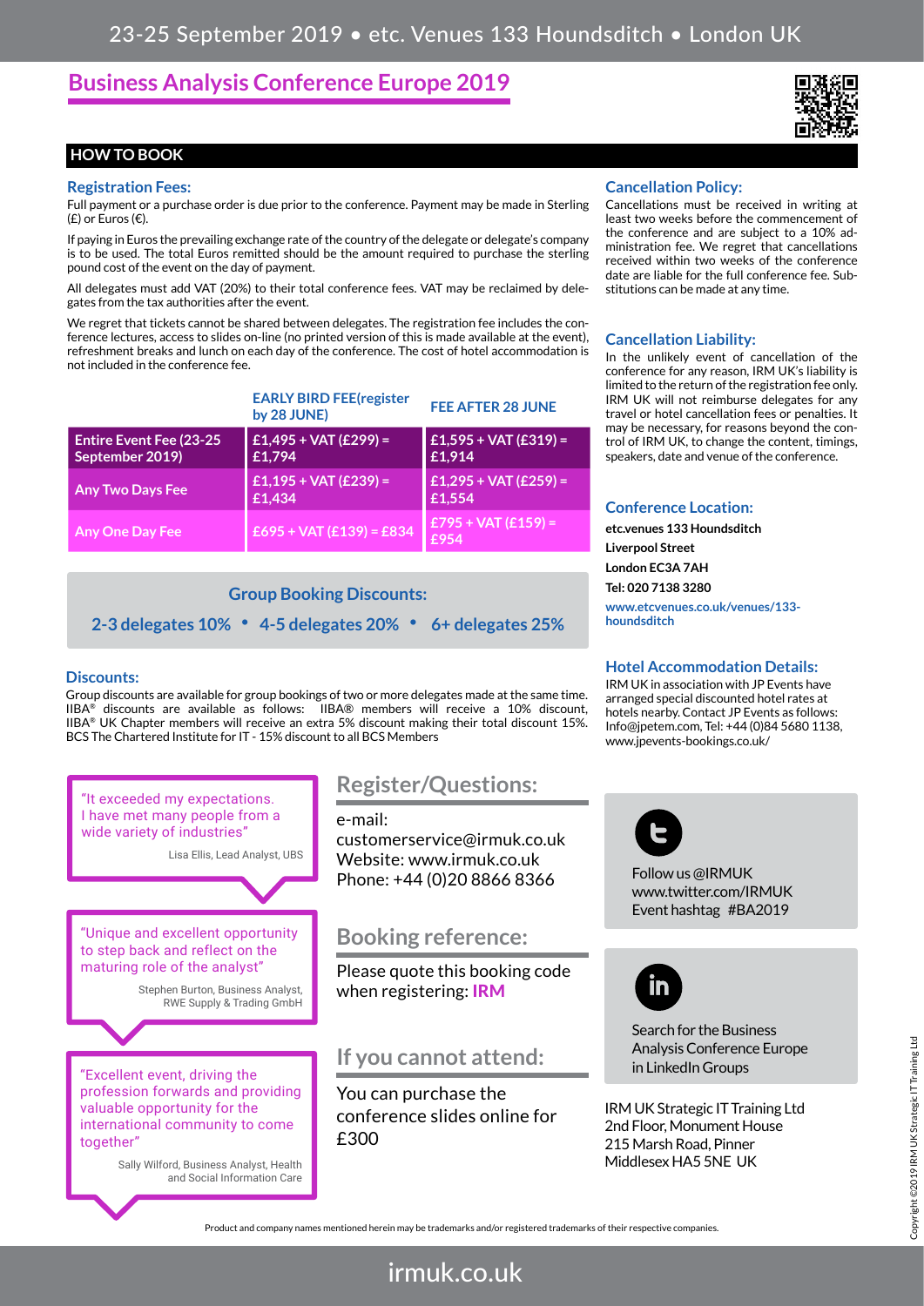23-25 September 2019 • etc. Venues 133 Houndsditch • London UK

# Business Analysis Conference Europe 2019

## HOW TO BOOK

### Registration Fees:

Full payment or a purchase order is due prior to the conference. Payment may be made in Sterling (£) or Euros (€).

If paying in Euros the prevailing exchange rate of the country of the delegate or delegate's company is to be used. The total Euros remitted should be the amount required to purchase the sterling pound cost of the event on the day of payment.

All delegates must add VAT (20%) to their total conference fees. VAT may be reclaimed by delegates from the tax authorities after the event.

We regret that tickets cannot be shared between delegates. The registration fee includes the conference lectures, access to slides on-line (no printed version of this is made available at the event), refreshment breaks and lunch on each day of the conference. The cost of hotel accommodation is not included in the conference fee.

| | EARLY BIRD FEE(register by 28 JUNE) | FEE AFTER 28 JUNE |
|---|---|---|
| Entire Event Fee (23-25 September 2019) | £1,495 + VAT (£299) = £1,794 | £1,595 + VAT (£319) = £1,914 |
| Any Two Days Fee | £1,195 + VAT (£239) = £1,434 | £1,295 + VAT (£259) = £1,554 |
| Any One Day Fee | £695 + VAT (£139) = £834 | £795 + VAT (£159) = £954 |

**Group Booking Discounts:**

**2-3 delegates 10% • 4-5 delegates 20% • 6+ delegates 25%**

### Discounts:

Group discounts are available for group bookings of two or more delegates made at the same time. IIBA® discounts are available as follows: IIBA® members will receive a 10% discount, IIBA® UK Chapter members will receive an extra 5% discount making their total discount 15%. BCS The Chartered Institute for IT - 15% discount to all BCS Members

### Cancellation Policy:

Cancellations must be received in writing at least two weeks before the commencement of the conference and are subject to a 10% administration fee. We regret that cancellations received within two weeks of the conference date are liable for the full conference fee. Substitutions can be made at any time.

### Cancellation Liability:

In the unlikely event of cancellation of the conference for any reason, IRM UK's liability is limited to the return of the registration fee only. IRM UK will not reimburse delegates for any travel or hotel cancellation fees or penalties. It may be necessary, for reasons beyond the control of IRM UK, to change the content, timings, speakers, date and venue of the conference.

### Conference Location:

**etc.venues 133 Houndsditch**
**Liverpool Street**
**London EC3A 7AH**
**Tel: 020 7138 3280**
**www.etcvenues.co.uk/venues/133-houndsditch**

### Hotel Accommodation Details:

IRM UK in association with JP Events have arranged special discounted hotel rates at hotels nearby. Contact JP Events as follows: Info@jpetem.com, Tel: +44 (0)84 5680 1138, www.jpevents-bookings.co.uk/

"It exceeded my expectations. I have met many people from a wide variety of industries"

Lisa Ellis, Lead Analyst, UBS

"Unique and excellent opportunity to step back and reflect on the maturing role of the analyst"

Stephen Burton, Business Analyst, RWE Supply & Trading GmbH

"Excellent event, driving the profession forwards and providing valuable opportunity for the international community to come together"

Sally Wilford, Business Analyst, Health and Social Information Care

## Register/Questions:

e-mail: customerservice@irmuk.co.uk
Website: www.irmuk.co.uk
Phone: +44 (0)20 8866 8366

## Booking reference:

Please quote this booking code when registering: **IRM**

## If you cannot attend:

You can purchase the conference slides online for £300

Follow us @IRMUK
www.twitter.com/IRMUK
Event hashtag #BA2019

Search for the Business Analysis Conference Europe in LinkedIn Groups

IRM UK Strategic IT Training Ltd
2nd Floor, Monument House
215 Marsh Road, Pinner
Middlesex HA5 5NE UK

Product and company names mentioned herein may be trademarks and/or registered trademarks of their respective companies.

Copyright ©2019 IRM UK Strategic IT Training Ltd

irmuk.co.uk